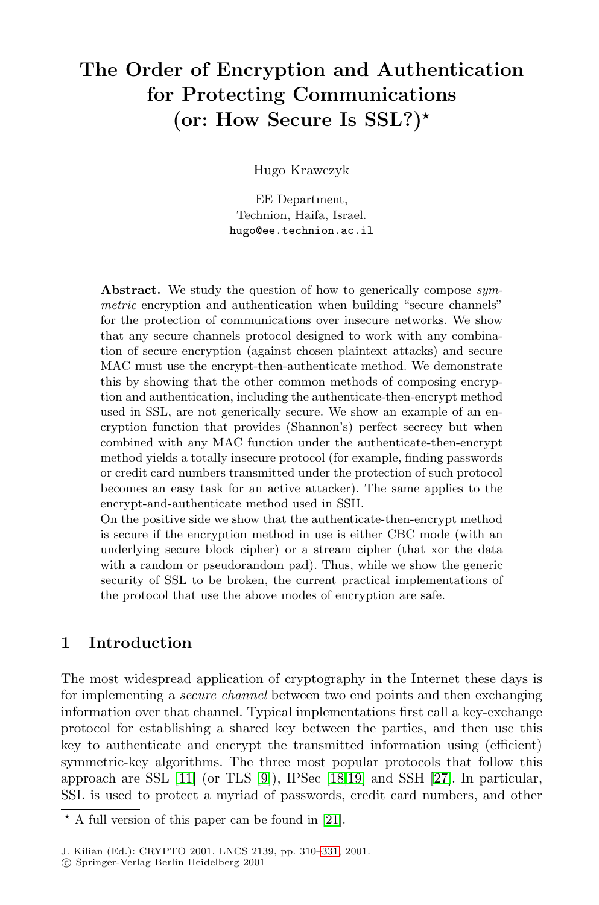# The Order of Encryption and Authentication for Protecting Communications (or: How Secure Is SSL?)*

Hugo Krawczyk

EE Department,
Technion, Haifa, Israel.
hugo@ee.technion.ac.il

**Abstract.** We study the question of how to generically compose *symmetric* encryption and authentication when building "secure channels" for the protection of communications over insecure networks. We show that any secure channels protocol designed to work with any combination of secure encryption (against chosen plaintext attacks) and secure MAC must use the encrypt-then-authenticate method. We demonstrate this by showing that the other common methods of composing encryption and authentication, including the authenticate-then-encrypt method used in SSL, are not generically secure. We show an example of an encryption function that provides (Shannon's) perfect secrecy but when combined with any MAC function under the authenticate-then-encrypt method yields a totally insecure protocol (for example, finding passwords or credit card numbers transmitted under the protection of such protocol becomes an easy task for an active attacker). The same applies to the encrypt-and-authenticate method used in SSH.

On the positive side we show that the authenticate-then-encrypt method is secure if the encryption method in use is either CBC mode (with an underlying secure block cipher) or a stream cipher (that xor the data with a random or pseudorandom pad). Thus, while we show the generic security of SSL to be broken, the current practical implementations of the protocol that use the above modes of encryption are safe.

## 1 Introduction

The most widespread application of cryptography in the Internet these days is for implementing a *secure channel* between two end points and then exchanging information over that channel. Typical implementations first call a key-exchange protocol for establishing a shared key between the parties, and then use this key to authenticate and encrypt the transmitted information using (efficient) symmetric-key algorithms. The three most popular protocols that follow this approach are SSL [11] (or TLS [9]), IPSec [18,19] and SSH [27]. In particular, SSL is used to protect a myriad of passwords, credit card numbers, and other

* A full version of this paper can be found in [21].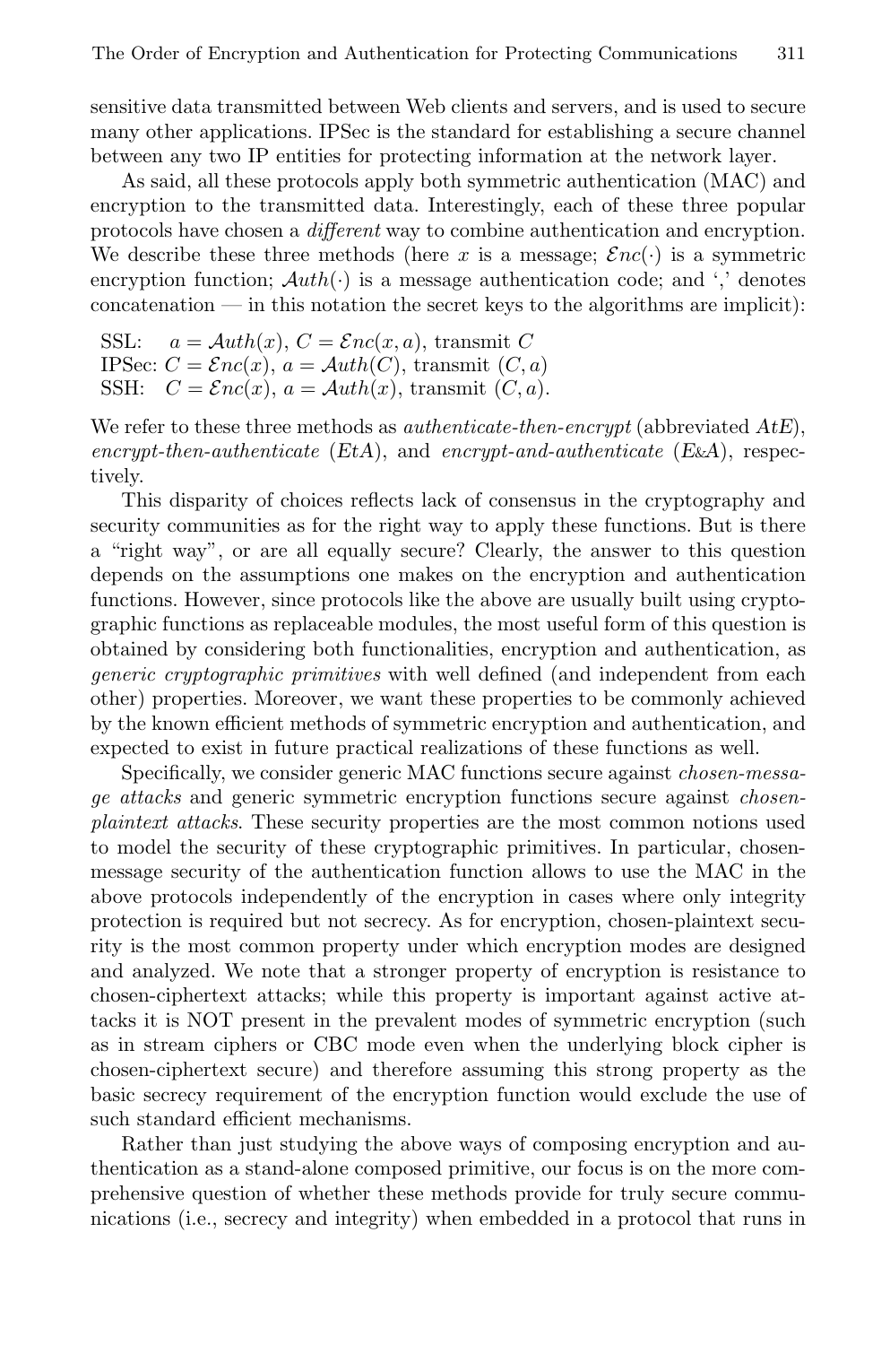sensitive data transmitted between Web clients and servers, and is used to secure many other applications. IPSec is the standard for establishing a secure channel between any two IP entities for protecting information at the network layer.

As said, all these protocols apply both symmetric authentication (MAC) and encryption to the transmitted data. Interestingly, each of these three popular protocols have chosen a *different* way to combine authentication and encryption. We describe these three methods (here $x$ is a message; $\mathcal{E}nc(\cdot)$ is a symmetric encryption function; $\mathcal{A}uth(\cdot)$ is a message authentication code; and ',' denotes concatenation — in this notation the secret keys to the algorithms are implicit):

SSL: $a = \mathcal{A}uth(x)$, $C = \mathcal{E}nc(x, a)$, transmit $C$
IPSec: $C = \mathcal{E}nc(x)$, $a = \mathcal{A}uth(C)$, transmit $(C, a)$
SSH: $C = \mathcal{E}nc(x)$, $a = \mathcal{A}uth(x)$, transmit $(C, a)$.

We refer to these three methods as *authenticate-then-encrypt* (abbreviated *AtE*), *encrypt-then-authenticate* (*EtA*), and *encrypt-and-authenticate* (*E&A*), respectively.

This disparity of choices reflects lack of consensus in the cryptography and security communities as for the right way to apply these functions. But is there a "right way", or are all equally secure? Clearly, the answer to this question depends on the assumptions one makes on the encryption and authentication functions. However, since protocols like the above are usually built using cryptographic functions as replaceable modules, the most useful form of this question is obtained by considering both functionalities, encryption and authentication, as *generic cryptographic primitives* with well defined (and independent from each other) properties. Moreover, we want these properties to be commonly achieved by the known efficient methods of symmetric encryption and authentication, and expected to exist in future practical realizations of these functions as well.

Specifically, we consider generic MAC functions secure against *chosen-message attacks* and generic symmetric encryption functions secure against *chosen-plaintext attacks*. These security properties are the most common notions used to model the security of these cryptographic primitives. In particular, chosen-message security of the authentication function allows to use the MAC in the above protocols independently of the encryption in cases where only integrity protection is required but not secrecy. As for encryption, chosen-plaintext security is the most common property under which encryption modes are designed and analyzed. We note that a stronger property of encryption is resistance to chosen-ciphertext attacks; while this property is important against active attacks it is NOT present in the prevalent modes of symmetric encryption (such as in stream ciphers or CBC mode even when the underlying block cipher is chosen-ciphertext secure) and therefore assuming this strong property as the basic secrecy requirement of the encryption function would exclude the use of such standard efficient mechanisms.

Rather than just studying the above ways of composing encryption and authentication as a stand-alone composed primitive, our focus is on the more comprehensive question of whether these methods provide for truly secure communications (i.e., secrecy and integrity) when embedded in a protocol that runs in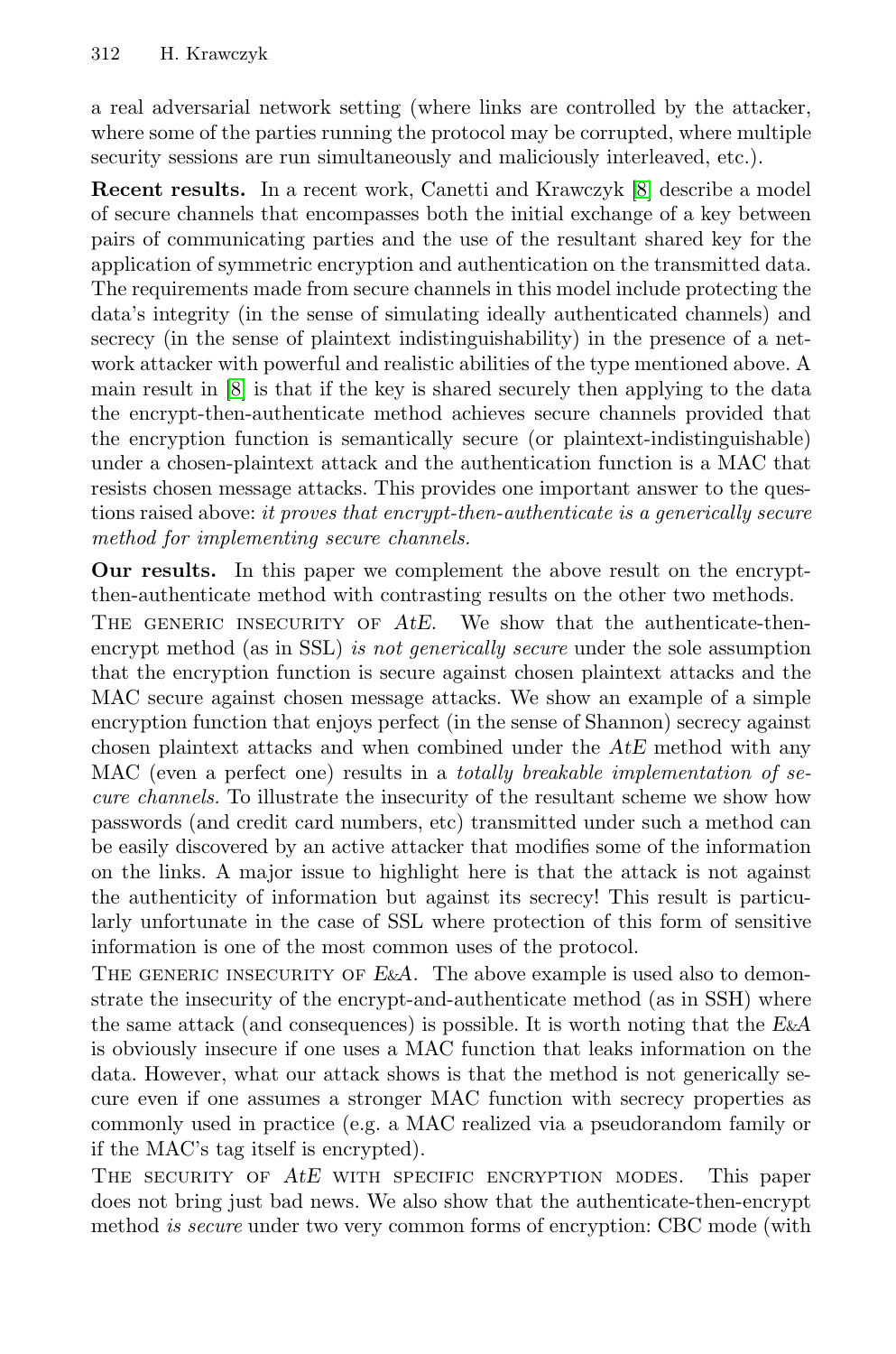a real adversarial network setting (where links are controlled by the attacker, where some of the parties running the protocol may be corrupted, where multiple security sessions are run simultaneously and maliciously interleaved, etc.).

**Recent results.** In a recent work, Canetti and Krawczyk [8] describe a model of secure channels that encompasses both the initial exchange of a key between pairs of communicating parties and the use of the resultant shared key for the application of symmetric encryption and authentication on the transmitted data. The requirements made from secure channels in this model include protecting the data's integrity (in the sense of simulating ideally authenticated channels) and secrecy (in the sense of plaintext indistinguishability) in the presence of a network attacker with powerful and realistic abilities of the type mentioned above. A main result in [8] is that if the key is shared securely then applying to the data the encrypt-then-authenticate method achieves secure channels provided that the encryption function is semantically secure (or plaintext-indistinguishable) under a chosen-plaintext attack and the authentication function is a MAC that resists chosen message attacks. This provides one important answer to the questions raised above: *it proves that encrypt-then-authenticate is a generically secure method for implementing secure channels.*

**Our results.** In this paper we complement the above result on the encrypt-then-authenticate method with contrasting results on the other two methods.

The generic insecurity of *AtE*. We show that the authenticate-then-encrypt method (as in SSL) *is not generically secure* under the sole assumption that the encryption function is secure against chosen plaintext attacks and the MAC secure against chosen message attacks. We show an example of a simple encryption function that enjoys perfect (in the sense of Shannon) secrecy against chosen plaintext attacks and when combined under the *AtE* method with any MAC (even a perfect one) results in a *totally breakable implementation of secure channels.* To illustrate the insecurity of the resultant scheme we show how passwords (and credit card numbers, etc) transmitted under such a method can be easily discovered by an active attacker that modifies some of the information on the links. A major issue to highlight here is that the attack is not against the authenticity of information but against its secrecy! This result is particularly unfortunate in the case of SSL where protection of this form of sensitive information is one of the most common uses of the protocol.

The generic insecurity of *E&A*. The above example is used also to demonstrate the insecurity of the encrypt-and-authenticate method (as in SSH) where the same attack (and consequences) is possible. It is worth noting that the *E&A* is obviously insecure if one uses a MAC function that leaks information on the data. However, what our attack shows is that the method is not generically secure even if one assumes a stronger MAC function with secrecy properties as commonly used in practice (e.g. a MAC realized via a pseudorandom family or if the MAC's tag itself is encrypted).

The security of *AtE* with specific encryption modes. This paper does not bring just bad news. We also show that the authenticate-then-encrypt method *is secure* under two very common forms of encryption: CBC mode (with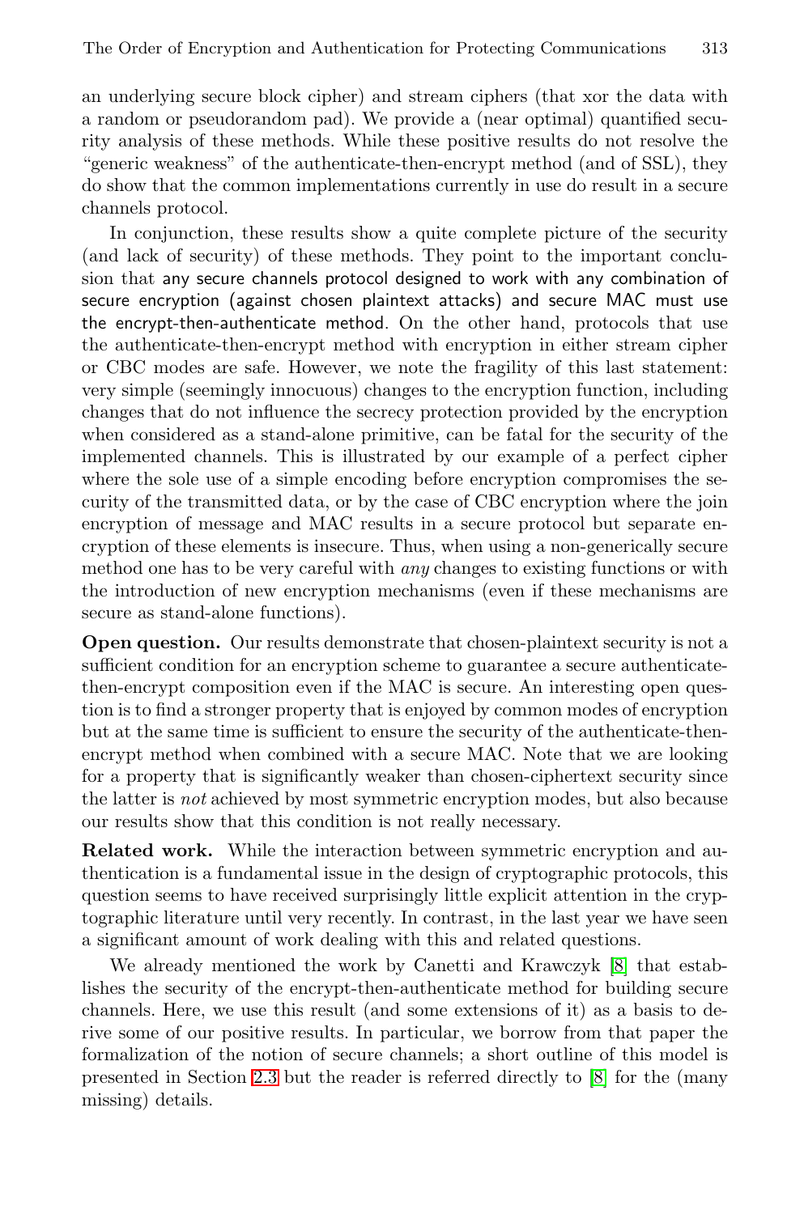an underlying secure block cipher) and stream ciphers (that xor the data with a random or pseudorandom pad). We provide a (near optimal) quantified security analysis of these methods. While these positive results do not resolve the "generic weakness" of the authenticate-then-encrypt method (and of SSL), they do show that the common implementations currently in use do result in a secure channels protocol.

In conjunction, these results show a quite complete picture of the security (and lack of security) of these methods. They point to the important conclusion that any secure channels protocol designed to work with any combination of secure encryption (against chosen plaintext attacks) and secure MAC must use the encrypt-then-authenticate method. On the other hand, protocols that use the authenticate-then-encrypt method with encryption in either stream cipher or CBC modes are safe. However, we note the fragility of this last statement: very simple (seemingly innocuous) changes to the encryption function, including changes that do not influence the secrecy protection provided by the encryption when considered as a stand-alone primitive, can be fatal for the security of the implemented channels. This is illustrated by our example of a perfect cipher where the sole use of a simple encoding before encryption compromises the security of the transmitted data, or by the case of CBC encryption where the join encryption of message and MAC results in a secure protocol but separate encryption of these elements is insecure. Thus, when using a non-generically secure method one has to be very careful with *any* changes to existing functions or with the introduction of new encryption mechanisms (even if these mechanisms are secure as stand-alone functions).

**Open question.** Our results demonstrate that chosen-plaintext security is not a sufficient condition for an encryption scheme to guarantee a secure authenticate-then-encrypt composition even if the MAC is secure. An interesting open question is to find a stronger property that is enjoyed by common modes of encryption but at the same time is sufficient to ensure the security of the authenticate-then-encrypt method when combined with a secure MAC. Note that we are looking for a property that is significantly weaker than chosen-ciphertext security since the latter is *not* achieved by most symmetric encryption modes, but also because our results show that this condition is not really necessary.

**Related work.** While the interaction between symmetric encryption and authentication is a fundamental issue in the design of cryptographic protocols, this question seems to have received surprisingly little explicit attention in the cryptographic literature until very recently. In contrast, in the last year we have seen a significant amount of work dealing with this and related questions.

We already mentioned the work by Canetti and Krawczyk [8] that establishes the security of the encrypt-then-authenticate method for building secure channels. Here, we use this result (and some extensions of it) as a basis to derive some of our positive results. In particular, we borrow from that paper the formalization of the notion of secure channels; a short outline of this model is presented in Section 2.3 but the reader is referred directly to [8] for the (many missing) details.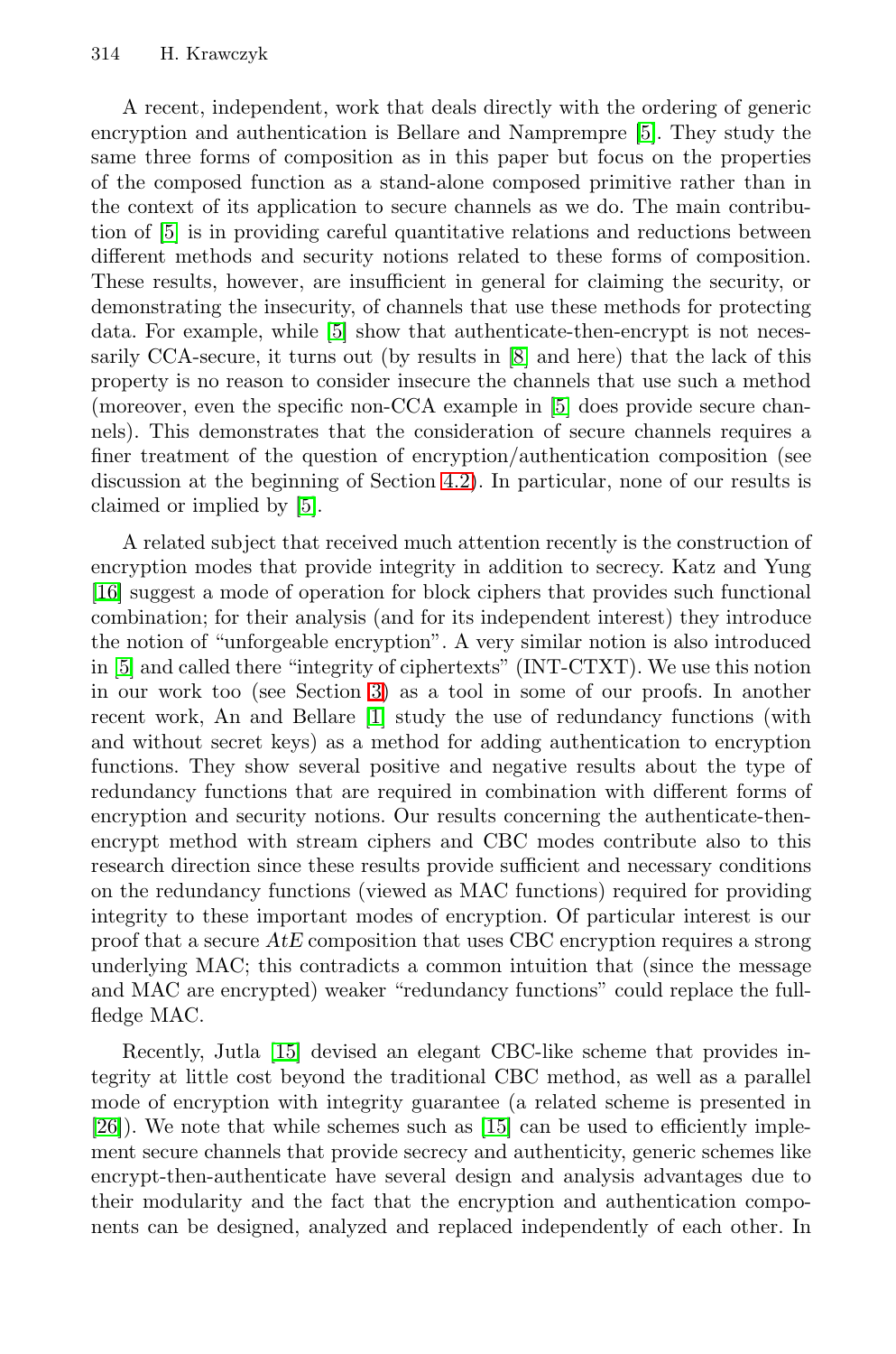A recent, independent, work that deals directly with the ordering of generic encryption and authentication is Bellare and Namprempre [5]. They study the same three forms of composition as in this paper but focus on the properties of the composed function as a stand-alone composed primitive rather than in the context of its application to secure channels as we do. The main contribution of [5] is in providing careful quantitative relations and reductions between different methods and security notions related to these forms of composition. These results, however, are insufficient in general for claiming the security, or demonstrating the insecurity, of channels that use these methods for protecting data. For example, while [5] show that authenticate-then-encrypt is not necessarily CCA-secure, it turns out (by results in [8] and here) that the lack of this property is no reason to consider insecure the channels that use such a method (moreover, even the specific non-CCA example in [5] does provide secure channels). This demonstrates that the consideration of secure channels requires a finer treatment of the question of encryption/authentication composition (see discussion at the beginning of Section 4.2). In particular, none of our results is claimed or implied by [5].

A related subject that received much attention recently is the construction of encryption modes that provide integrity in addition to secrecy. Katz and Yung [16] suggest a mode of operation for block ciphers that provides such functional combination; for their analysis (and for its independent interest) they introduce the notion of "unforgeable encryption". A very similar notion is also introduced in [5] and called there "integrity of ciphertexts" (INT-CTXT). We use this notion in our work too (see Section 3) as a tool in some of our proofs. In another recent work, An and Bellare [1] study the use of redundancy functions (with and without secret keys) as a method for adding authentication to encryption functions. They show several positive and negative results about the type of redundancy functions that are required in combination with different forms of encryption and security notions. Our results concerning the authenticate-then-encrypt method with stream ciphers and CBC modes contribute also to this research direction since these results provide sufficient and necessary conditions on the redundancy functions (viewed as MAC functions) required for providing integrity to these important modes of encryption. Of particular interest is our proof that a secure *AtE* composition that uses CBC encryption requires a strong underlying MAC; this contradicts a common intuition that (since the message and MAC are encrypted) weaker "redundancy functions" could replace the full-fledge MAC.

Recently, Jutla [15] devised an elegant CBC-like scheme that provides integrity at little cost beyond the traditional CBC method, as well as a parallel mode of encryption with integrity guarantee (a related scheme is presented in [26]). We note that while schemes such as [15] can be used to efficiently implement secure channels that provide secrecy and authenticity, generic schemes like encrypt-then-authenticate have several design and analysis advantages due to their modularity and the fact that the encryption and authentication components can be designed, analyzed and replaced independently of each other. In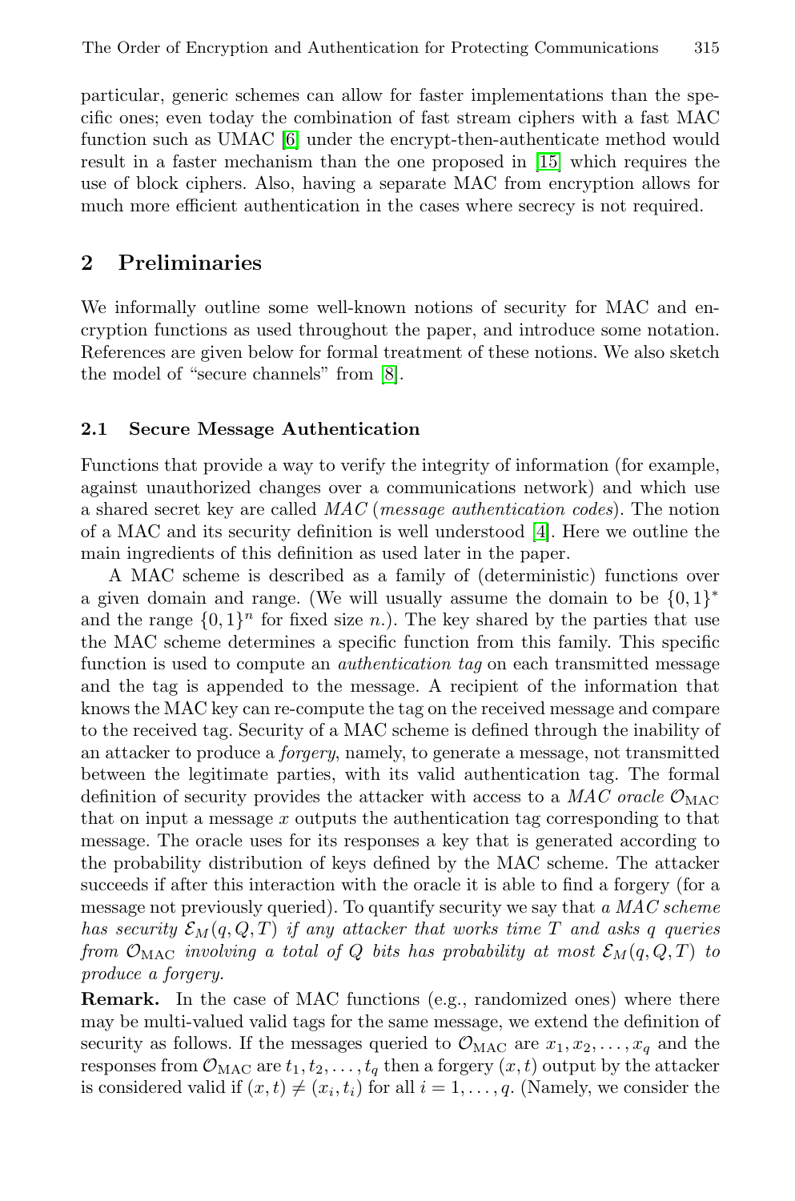particular, generic schemes can allow for faster implementations than the specific ones; even today the combination of fast stream ciphers with a fast MAC function such as UMAC [6] under the encrypt-then-authenticate method would result in a faster mechanism than the one proposed in [15] which requires the use of block ciphers. Also, having a separate MAC from encryption allows for much more efficient authentication in the cases where secrecy is not required.

## 2 Preliminaries

We informally outline some well-known notions of security for MAC and encryption functions as used throughout the paper, and introduce some notation. References are given below for formal treatment of these notions. We also sketch the model of "secure channels" from [8].

### 2.1 Secure Message Authentication

Functions that provide a way to verify the integrity of information (for example, against unauthorized changes over a communications network) and which use a shared secret key are called *MAC* (*message authentication codes*). The notion of a MAC and its security definition is well understood [4]. Here we outline the main ingredients of this definition as used later in the paper.

A MAC scheme is described as a family of (deterministic) functions over a given domain and range. (We will usually assume the domain to be $\{0,1\}^*$ and the range $\{0,1\}^n$ for fixed size $n$.). The key shared by the parties that use the MAC scheme determines a specific function from this family. This specific function is used to compute an *authentication tag* on each transmitted message and the tag is appended to the message. A recipient of the information that knows the MAC key can re-compute the tag on the received message and compare to the received tag. Security of a MAC scheme is defined through the inability of an attacker to produce a *forgery*, namely, to generate a message, not transmitted between the legitimate parties, with its valid authentication tag. The formal definition of security provides the attacker with access to a *MAC oracle* $\mathcal{O}_{\text{MAC}}$ that on input a message $x$ outputs the authentication tag corresponding to that message. The oracle uses for its responses a key that is generated according to the probability distribution of keys defined by the MAC scheme. The attacker succeeds if after this interaction with the oracle it is able to find a forgery (for a message not previously queried). To quantify security we say that *a MAC scheme has security $\mathcal{E}_M(q, Q, T)$ if any attacker that works time $T$ and asks $q$ queries from $\mathcal{O}_{\text{MAC}}$ involving a total of $Q$ bits has probability at most $\mathcal{E}_M(q, Q, T)$ to produce a forgery.*

**Remark.** In the case of MAC functions (e.g., randomized ones) where there may be multi-valued valid tags for the same message, we extend the definition of security as follows. If the messages queried to $\mathcal{O}_{\text{MAC}}$ are $x_1, x_2, \ldots, x_q$ and the responses from $\mathcal{O}_{\text{MAC}}$ are $t_1, t_2, \ldots, t_q$ then a forgery $(x, t)$ output by the attacker is considered valid if $(x, t) \neq (x_i, t_i)$ for all $i = 1, \ldots, q$. (Namely, we consider the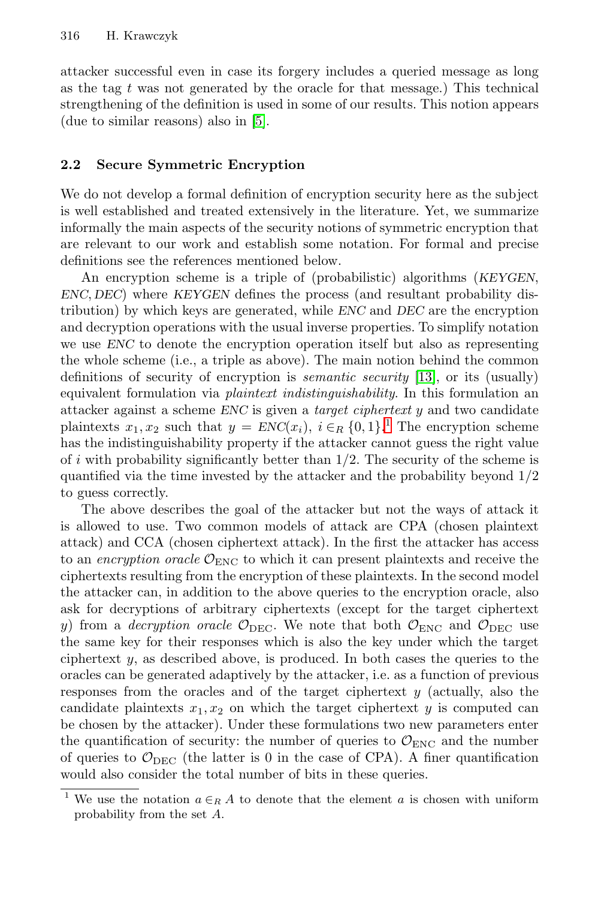attacker successful even in case its forgery includes a queried message as long as the tag $t$ was not generated by the oracle for that message.) This technical strengthening of the definition is used in some of our results. This notion appears (due to similar reasons) also in [5].

### 2.2 Secure Symmetric Encryption

We do not develop a formal definition of encryption security here as the subject is well established and treated extensively in the literature. Yet, we summarize informally the main aspects of the security notions of symmetric encryption that are relevant to our work and establish some notation. For formal and precise definitions see the references mentioned below.

An encryption scheme is a triple of (probabilistic) algorithms (*KEYGEN*, *ENC*, *DEC*) where *KEYGEN* defines the process (and resultant probability distribution) by which keys are generated, while *ENC* and *DEC* are the encryption and decryption operations with the usual inverse properties. To simplify notation we use *ENC* to denote the encryption operation itself but also as representing the whole scheme (i.e., a triple as above). The main notion behind the common definitions of security of encryption is *semantic security* [13], or its (usually) equivalent formulation via *plaintext indistinguishability*. In this formulation an attacker against a scheme *ENC* is given a *target ciphertext* $y$ and two candidate plaintexts $x_1, x_2$ such that $y = ENC(x_i)$, $i \in_R \{0, 1\}$.[1] The encryption scheme has the indistinguishability property if the attacker cannot guess the right value of $i$ with probability significantly better than $1/2$. The security of the scheme is quantified via the time invested by the attacker and the probability beyond $1/2$ to guess correctly.

The above describes the goal of the attacker but not the ways of attack it is allowed to use. Two common models of attack are CPA (chosen plaintext attack) and CCA (chosen ciphertext attack). In the first the attacker has access to an *encryption oracle* $\mathcal{O}_{\text{ENC}}$ to which it can present plaintexts and receive the ciphertexts resulting from the encryption of these plaintexts. In the second model the attacker can, in addition to the above queries to the encryption oracle, also ask for decryptions of arbitrary ciphertexts (except for the target ciphertext $y$) from a *decryption oracle* $\mathcal{O}_{\text{DEC}}$. We note that both $\mathcal{O}_{\text{ENC}}$ and $\mathcal{O}_{\text{DEC}}$ use the same key for their responses which is also the key under which the target ciphertext $y$, as described above, is produced. In both cases the queries to the oracles can be generated adaptively by the attacker, i.e. as a function of previous responses from the oracles and of the target ciphertext $y$ (actually, also the candidate plaintexts $x_1, x_2$ on which the target ciphertext $y$ is computed can be chosen by the attacker). Under these formulations two new parameters enter the quantification of security: the number of queries to $\mathcal{O}_{\text{ENC}}$ and the number of queries to $\mathcal{O}_{\text{DEC}}$ (the latter is 0 in the case of CPA). A finer quantification would also consider the total number of bits in these queries.

---

[1] We use the notation $a \in_R A$ to denote that the element $a$ is chosen with uniform probability from the set $A$.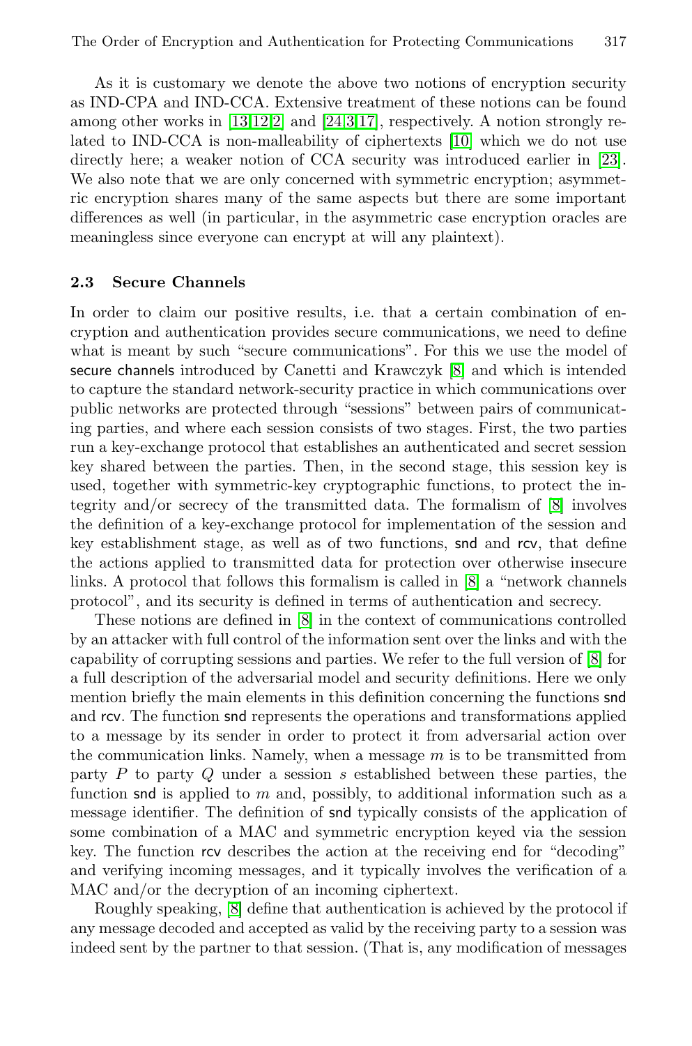As it is customary we denote the above two notions of encryption security as IND-CPA and IND-CCA. Extensive treatment of these notions can be found among other works in [13,12,2] and [24,3,17], respectively. A notion strongly related to IND-CCA is non-malleability of ciphertexts [10] which we do not use directly here; a weaker notion of CCA security was introduced earlier in [23]. We also note that we are only concerned with symmetric encryption; asymmetric encryption shares many of the same aspects but there are some important differences as well (in particular, in the asymmetric case encryption oracles are meaningless since everyone can encrypt at will any plaintext).

### 2.3 Secure Channels

In order to claim our positive results, i.e. that a certain combination of encryption and authentication provides secure communications, we need to define what is meant by such "secure communications". For this we use the model of secure channels introduced by Canetti and Krawczyk [8] and which is intended to capture the standard network-security practice in which communications over public networks are protected through "sessions" between pairs of communicating parties, and where each session consists of two stages. First, the two parties run a key-exchange protocol that establishes an authenticated and secret session key shared between the parties. Then, in the second stage, this session key is used, together with symmetric-key cryptographic functions, to protect the integrity and/or secrecy of the transmitted data. The formalism of [8] involves the definition of a key-exchange protocol for implementation of the session and key establishment stage, as well as of two functions, snd and rcv, that define the actions applied to transmitted data for protection over otherwise insecure links. A protocol that follows this formalism is called in [8] a "network channels protocol", and its security is defined in terms of authentication and secrecy.

These notions are defined in [8] in the context of communications controlled by an attacker with full control of the information sent over the links and with the capability of corrupting sessions and parties. We refer to the full version of [8] for a full description of the adversarial model and security definitions. Here we only mention briefly the main elements in this definition concerning the functions snd and rcv. The function snd represents the operations and transformations applied to a message by its sender in order to protect it from adversarial action over the communication links. Namely, when a message $m$ is to be transmitted from party $P$ to party $Q$ under a session $s$ established between these parties, the function snd is applied to $m$ and, possibly, to additional information such as a message identifier. The definition of snd typically consists of the application of some combination of a MAC and symmetric encryption keyed via the session key. The function rcv describes the action at the receiving end for "decoding" and verifying incoming messages, and it typically involves the verification of a MAC and/or the decryption of an incoming ciphertext.

Roughly speaking, [8] define that authentication is achieved by the protocol if any message decoded and accepted as valid by the receiving party to a session was indeed sent by the partner to that session. (That is, any modification of messages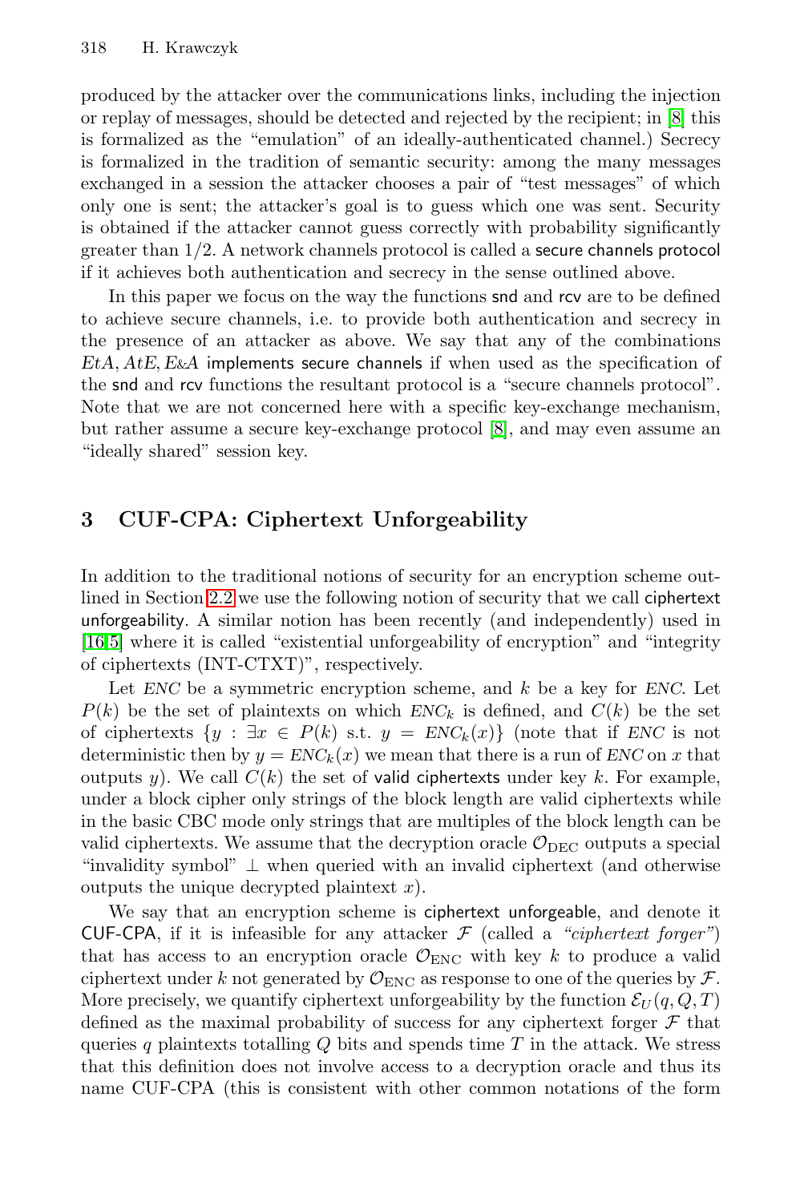produced by the attacker over the communications links, including the injection or replay of messages, should be detected and rejected by the recipient; in [8] this is formalized as the "emulation" of an ideally-authenticated channel.) Secrecy is formalized in the tradition of semantic security: among the many messages exchanged in a session the attacker chooses a pair of "test messages" of which only one is sent; the attacker's goal is to guess which one was sent. Security is obtained if the attacker cannot guess correctly with probability significantly greater than 1/2. A network channels protocol is called a secure channels protocol if it achieves both authentication and secrecy in the sense outlined above.

In this paper we focus on the way the functions snd and rcv are to be defined to achieve secure channels, i.e. to provide both authentication and secrecy in the presence of an attacker as above. We say that any of the combinations $EtA, AtE, E\&A$ implements secure channels if when used as the specification of the snd and rcv functions the resultant protocol is a "secure channels protocol". Note that we are not concerned here with a specific key-exchange mechanism, but rather assume a secure key-exchange protocol [8], and may even assume an "ideally shared" session key.

## 3 CUF-CPA: Ciphertext Unforgeability

In addition to the traditional notions of security for an encryption scheme outlined in Section 2.2 we use the following notion of security that we call ciphertext unforgeability. A similar notion has been recently (and independently) used in [16,5] where it is called "existential unforgeability of encryption" and "integrity of ciphertexts (INT-CTXT)", respectively.

Let $ENC$ be a symmetric encryption scheme, and $k$ be a key for $ENC$. Let $P(k)$ be the set of plaintexts on which $ENC_k$ is defined, and $C(k)$ be the set of ciphertexts $\{y : \exists x \in P(k) \text{ s.t. } y = ENC_k(x)\}$ (note that if $ENC$ is not deterministic then by $y = ENC_k(x)$ we mean that there is a run of $ENC$ on $x$ that outputs $y$). We call $C(k)$ the set of valid ciphertexts under key $k$. For example, under a block cipher only strings of the block length are valid ciphertexts while in the basic CBC mode only strings that are multiples of the block length can be valid ciphertexts. We assume that the decryption oracle $\mathcal{O}_{\mathrm{DEC}}$ outputs a special "invalidity symbol" $\perp$ when queried with an invalid ciphertext (and otherwise outputs the unique decrypted plaintext $x$).

We say that an encryption scheme is ciphertext unforgeable, and denote it CUF-CPA, if it is infeasible for any attacker $\mathcal{F}$ (called a *"ciphertext forger"*) that has access to an encryption oracle $\mathcal{O}_{\mathrm{ENC}}$ with key $k$ to produce a valid ciphertext under $k$ not generated by $\mathcal{O}_{\mathrm{ENC}}$ as response to one of the queries by $\mathcal{F}$. More precisely, we quantify ciphertext unforgeability by the function $\mathcal{E}_U(q, Q, T)$ defined as the maximal probability of success for any ciphertext forger $\mathcal{F}$ that queries $q$ plaintexts totalling $Q$ bits and spends time $T$ in the attack. We stress that this definition does not involve access to a decryption oracle and thus its name CUF-CPA (this is consistent with other common notations of the form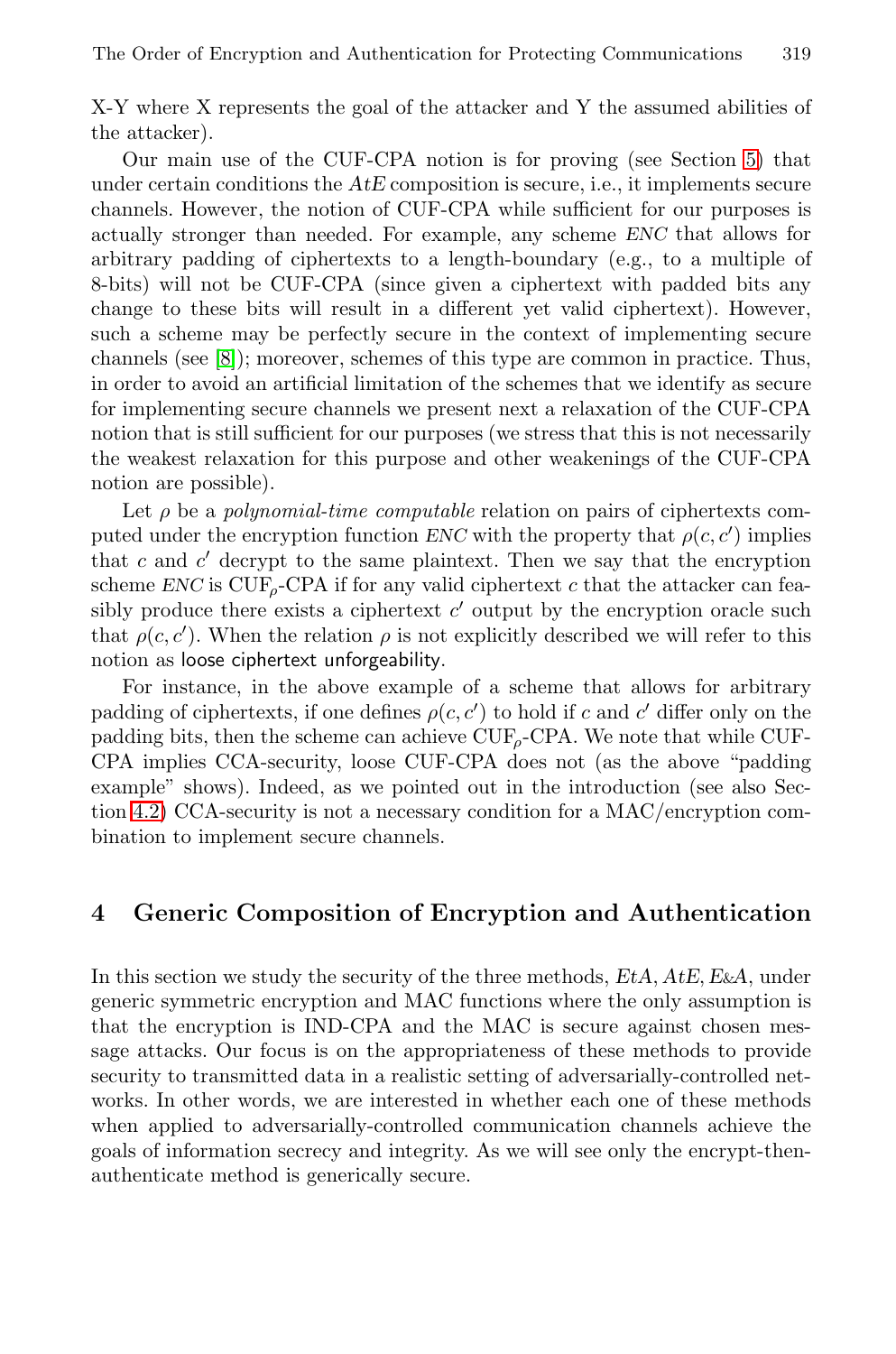X-Y where X represents the goal of the attacker and Y the assumed abilities of the attacker).

Our main use of the CUF-CPA notion is for proving (see Section 5) that under certain conditions the *AtE* composition is secure, i.e., it implements secure channels. However, the notion of CUF-CPA while sufficient for our purposes is actually stronger than needed. For example, any scheme *ENC* that allows for arbitrary padding of ciphertexts to a length-boundary (e.g., to a multiple of 8-bits) will not be CUF-CPA (since given a ciphertext with padded bits any change to these bits will result in a different yet valid ciphertext). However, such a scheme may be perfectly secure in the context of implementing secure channels (see [8]); moreover, schemes of this type are common in practice. Thus, in order to avoid an artificial limitation of the schemes that we identify as secure for implementing secure channels we present next a relaxation of the CUF-CPA notion that is still sufficient for our purposes (we stress that this is not necessarily the weakest relaxation for this purpose and other weakenings of the CUF-CPA notion are possible).

Let $\rho$ be a *polynomial-time computable* relation on pairs of ciphertexts computed under the encryption function *ENC* with the property that $\rho(c, c')$ implies that $c$ and $c'$ decrypt to the same plaintext. Then we say that the encryption scheme *ENC* is $\text{CUF}_\rho$-CPA if for any valid ciphertext $c$ that the attacker can feasibly produce there exists a ciphertext $c'$ output by the encryption oracle such that $\rho(c, c')$. When the relation $\rho$ is not explicitly described we will refer to this notion as loose ciphertext unforgeability.

For instance, in the above example of a scheme that allows for arbitrary padding of ciphertexts, if one defines $\rho(c, c')$ to hold if $c$ and $c'$ differ only on the padding bits, then the scheme can achieve $\text{CUF}_\rho$-CPA. We note that while CUF-CPA implies CCA-security, loose CUF-CPA does not (as the above "padding example" shows). Indeed, as we pointed out in the introduction (see also Section 4.2) CCA-security is not a necessary condition for a MAC/encryption combination to implement secure channels.

## 4 Generic Composition of Encryption and Authentication

In this section we study the security of the three methods, *EtA*, *AtE*, *E&A*, under generic symmetric encryption and MAC functions where the only assumption is that the encryption is IND-CPA and the MAC is secure against chosen message attacks. Our focus is on the appropriateness of these methods to provide security to transmitted data in a realistic setting of adversarially-controlled networks. In other words, we are interested in whether each one of these methods when applied to adversarially-controlled communication channels achieve the goals of information secrecy and integrity. As we will see only the encrypt-then-authenticate method is generically secure.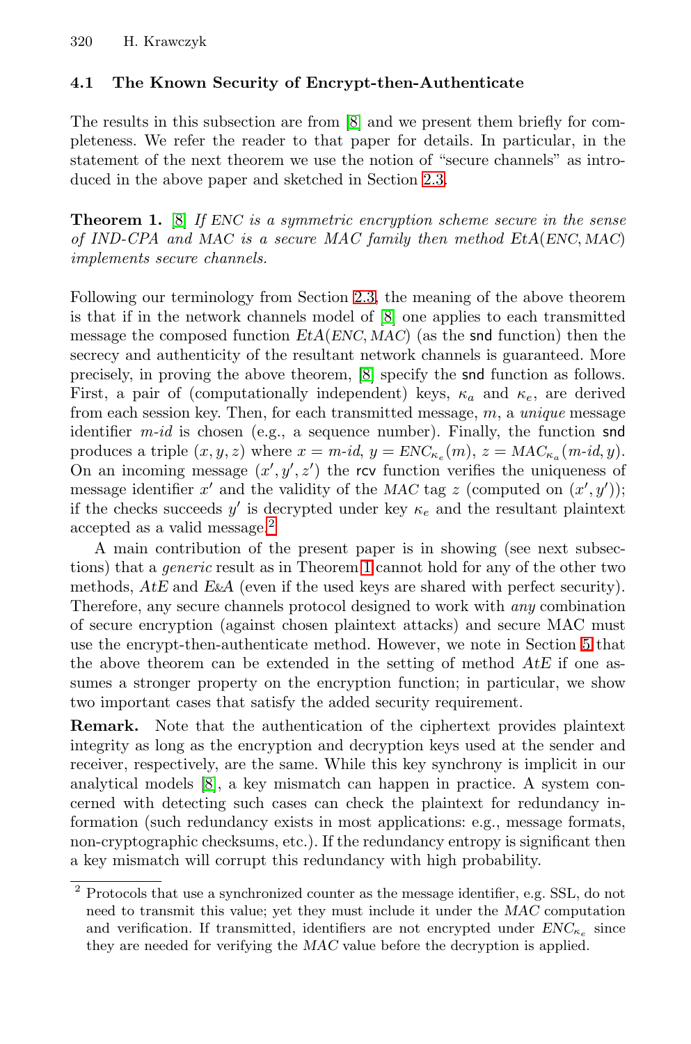### 4.1 The Known Security of Encrypt-then-Authenticate

The results in this subsection are from [8] and we present them briefly for completeness. We refer the reader to that paper for details. In particular, in the statement of the next theorem we use the notion of "secure channels" as introduced in the above paper and sketched in Section 2.3.

**Theorem 1.** [8] *If ENC is a symmetric encryption scheme secure in the sense of IND-CPA and MAC is a secure MAC family then method $EtA(ENC, MAC)$ implements secure channels.*

Following our terminology from Section 2.3, the meaning of the above theorem is that if in the network channels model of [8] one applies to each transmitted message the composed function $EtA(ENC, MAC)$ (as the snd function) then the secrecy and authenticity of the resultant network channels is guaranteed. More precisely, in proving the above theorem, [8] specify the snd function as follows. First, a pair of (computationally independent) keys, $\kappa_a$ and $\kappa_e$, are derived from each session key. Then, for each transmitted message, $m$, a *unique* message identifier $m\text{-}id$ is chosen (e.g., a sequence number). Finally, the function snd produces a triple $(x, y, z)$ where $x = m\text{-}id$, $y = ENC_{\kappa_e}(m)$, $z = MAC_{\kappa_a}(m\text{-}id, y)$. On an incoming message $(x', y', z')$ the rcv function verifies the uniqueness of message identifier $x'$ and the validity of the $MAC$ tag $z$ (computed on $(x', y')$); if the checks succeeds $y'$ is decrypted under key $\kappa_e$ and the resultant plaintext accepted as a valid message.[2]

A main contribution of the present paper is in showing (see next subsections) that a *generic* result as in Theorem 1 cannot hold for any of the other two methods, $AtE$ and $E\&A$ (even if the used keys are shared with perfect security). Therefore, any secure channels protocol designed to work with *any* combination of secure encryption (against chosen plaintext attacks) and secure MAC must use the encrypt-then-authenticate method. However, we note in Section 5 that the above theorem can be extended in the setting of method $AtE$ if one assumes a stronger property on the encryption function; in particular, we show two important cases that satisfy the added security requirement.

**Remark.** Note that the authentication of the ciphertext provides plaintext integrity as long as the encryption and decryption keys used at the sender and receiver, respectively, are the same. While this key synchrony is implicit in our analytical models [8], a key mismatch can happen in practice. A system concerned with detecting such cases can check the plaintext for redundancy information (such redundancy exists in most applications: e.g., message formats, non-cryptographic checksums, etc.). If the redundancy entropy is significant then a key mismatch will corrupt this redundancy with high probability.

---

[2] Protocols that use a synchronized counter as the message identifier, e.g. SSL, do not need to transmit this value; yet they must include it under the $MAC$ computation and verification. If transmitted, identifiers are not encrypted under $ENC_{\kappa_e}$ since they are needed for verifying the $MAC$ value before the decryption is applied.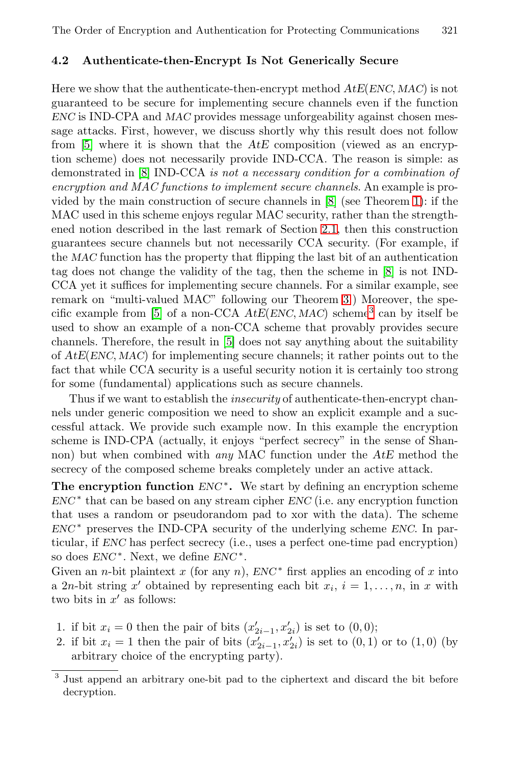### 4.2 Authenticate-then-Encrypt Is Not Generically Secure

Here we show that the authenticate-then-encrypt method $AtE(ENC, MAC)$ is not guaranteed to be secure for implementing secure channels even if the function *ENC* is IND-CPA and *MAC* provides message unforgeability against chosen message attacks. First, however, we discuss shortly why this result does not follow from [5] where it is shown that the *AtE* composition (viewed as an encryption scheme) does not necessarily provide IND-CCA. The reason is simple: as demonstrated in [8] IND-CCA *is not a necessary condition for a combination of encryption and MAC functions to implement secure channels*. An example is provided by the main construction of secure channels in [8] (see Theorem 1): if the MAC used in this scheme enjoys regular MAC security, rather than the strengthened notion described in the last remark of Section 2.1, then this construction guarantees secure channels but not necessarily CCA security. (For example, if the *MAC* function has the property that flipping the last bit of an authentication tag does not change the validity of the tag, then the scheme in [8] is not IND-CCA yet it suffices for implementing secure channels. For a similar example, see remark on "multi-valued MAC" following our Theorem 3.) Moreover, the specific example from [5] of a non-CCA $AtE(ENC, MAC)$ scheme[3] can by itself be used to show an example of a non-CCA scheme that provably provides secure channels. Therefore, the result in [5] does not say anything about the suitability of $AtE(ENC, MAC)$ for implementing secure channels; it rather points out to the fact that while CCA security is a useful security notion it is certainly too strong for some (fundamental) applications such as secure channels.

Thus if we want to establish the *insecurity* of authenticate-then-encrypt channels under generic composition we need to show an explicit example and a successful attack. We provide such example now. In this example the encryption scheme is IND-CPA (actually, it enjoys "perfect secrecy" in the sense of Shannon) but when combined with *any* MAC function under the *AtE* method the secrecy of the composed scheme breaks completely under an active attack.

**The encryption function $ENC^*$.** We start by defining an encryption scheme $ENC^*$ that can be based on any stream cipher *ENC* (i.e. any encryption function that uses a random or pseudorandom pad to xor with the data). The scheme $ENC^*$ preserves the IND-CPA security of the underlying scheme *ENC*. In particular, if *ENC* has perfect secrecy (i.e., uses a perfect one-time pad encryption) so does $ENC^*$. Next, we define $ENC^*$.

Given an $n$-bit plaintext $x$ (for any $n$), $ENC^*$ first applies an encoding of $x$ into a $2n$-bit string $x'$ obtained by representing each bit $x_i$, $i = 1, \ldots, n$, in $x$ with two bits in $x'$ as follows:

1. if bit $x_i = 0$ then the pair of bits $(x'_{2i-1}, x'_{2i})$ is set to $(0, 0)$;
2. if bit $x_i = 1$ then the pair of bits $(x'_{2i-1}, x'_{2i})$ is set to $(0, 1)$ or to $(1, 0)$ (by arbitrary choice of the encrypting party).

[3] Just append an arbitrary one-bit pad to the ciphertext and discard the bit before decryption.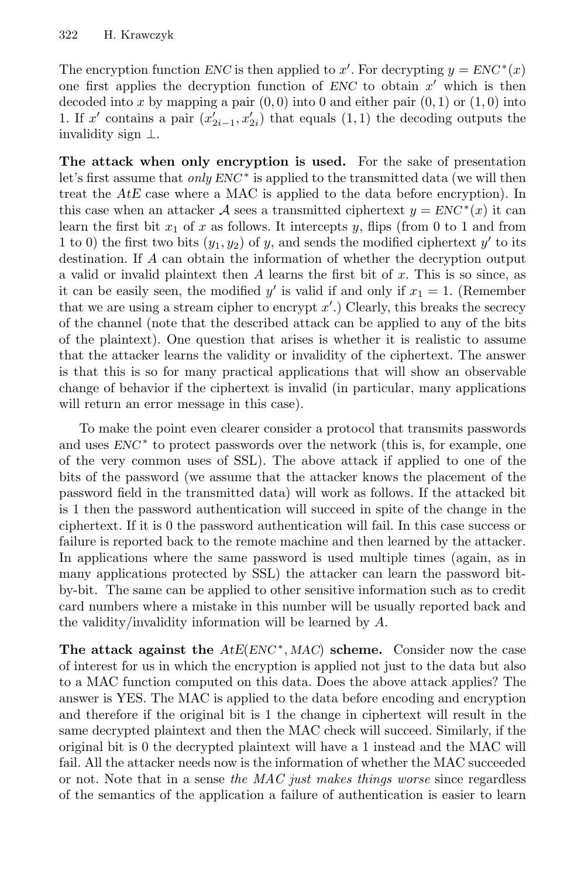The encryption function *ENC* is then applied to $x'$. For decrypting $y = ENC^*(x)$ one first applies the decryption function of *ENC* to obtain $x'$ which is then decoded into $x$ by mapping a pair $(0, 0)$ into 0 and either pair $(0, 1)$ or $(1, 0)$ into 1. If $x'$ contains a pair $(x'_{2i-1}, x'_{2i})$ that equals $(1, 1)$ the decoding outputs the invalidity sign $\perp$.

**The attack when only encryption is used.** For the sake of presentation let's first assume that *only* $ENC^*$ is applied to the transmitted data (we will then treat the *AtE* case where a MAC is applied to the data before encryption). In this case when an attacker $\mathcal{A}$ sees a transmitted ciphertext $y = ENC^*(x)$ it can learn the first bit $x_1$ of $x$ as follows. It intercepts $y$, flips (from 0 to 1 and from 1 to 0) the first two bits $(y_1, y_2)$ of $y$, and sends the modified ciphertext $y'$ to its destination. If $A$ can obtain the information of whether the decryption output a valid or invalid plaintext then $A$ learns the first bit of $x$. This is so since, as it can be easily seen, the modified $y'$ is valid if and only if $x_1 = 1$. (Remember that we are using a stream cipher to encrypt $x'$.) Clearly, this breaks the secrecy of the channel (note that the described attack can be applied to any of the bits of the plaintext). One question that arises is whether it is realistic to assume that the attacker learns the validity or invalidity of the ciphertext. The answer is that this is so for many practical applications that will show an observable change of behavior if the ciphertext is invalid (in particular, many applications will return an error message in this case).

To make the point even clearer consider a protocol that transmits passwords and uses $ENC^*$ to protect passwords over the network (this is, for example, one of the very common uses of SSL). The above attack if applied to one of the bits of the password (we assume that the attacker knows the placement of the password field in the transmitted data) will work as follows. If the attacked bit is 1 then the password authentication will succeed in spite of the change in the ciphertext. If it is 0 the password authentication will fail. In this case success or failure is reported back to the remote machine and then learned by the attacker. In applications where the same password is used multiple times (again, as in many applications protected by SSL) the attacker can learn the password bit-by-bit. The same can be applied to other sensitive information such as to credit card numbers where a mistake in this number will be usually reported back and the validity/invalidity information will be learned by $A$.

**The attack against the** $AtE(ENC^*, MAC)$ **scheme.** Consider now the case of interest for us in which the encryption is applied not just to the data but also to a MAC function computed on this data. Does the above attack applies? The answer is YES. The MAC is applied to the data before encoding and encryption and therefore if the original bit is 1 the change in ciphertext will result in the same decrypted plaintext and then the MAC check will succeed. Similarly, if the original bit is 0 the decrypted plaintext will have a 1 instead and the MAC will fail. All the attacker needs now is the information of whether the MAC succeeded or not. Note that in a sense *the MAC just makes things worse* since regardless of the semantics of the application a failure of authentication is easier to learn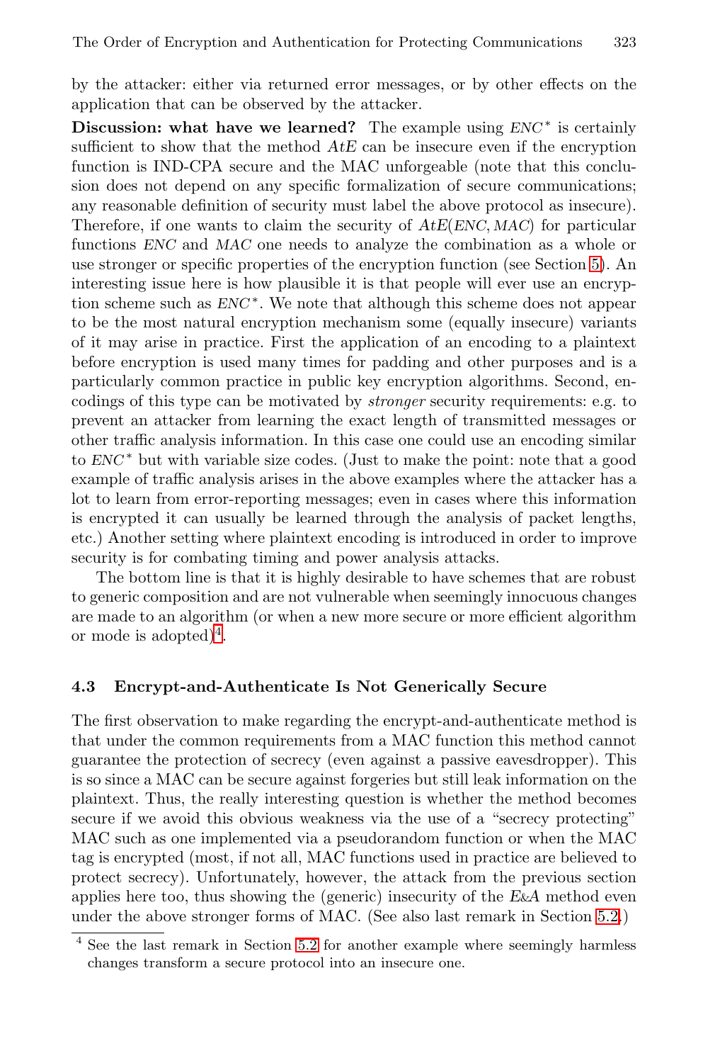by the attacker: either via returned error messages, or by other effects on the application that can be observed by the attacker.

**Discussion: what have we learned?** The example using $ENC^*$ is certainly sufficient to show that the method $AtE$ can be insecure even if the encryption function is IND-CPA secure and the MAC unforgeable (note that this conclusion does not depend on any specific formalization of secure communications; any reasonable definition of security must label the above protocol as insecure). Therefore, if one wants to claim the security of $AtE(ENC, MAC)$ for particular functions $ENC$ and $MAC$ one needs to analyze the combination as a whole or use stronger or specific properties of the encryption function (see Section 5). An interesting issue here is how plausible it is that people will ever use an encryption scheme such as $ENC^*$. We note that although this scheme does not appear to be the most natural encryption mechanism some (equally insecure) variants of it may arise in practice. First the application of an encoding to a plaintext before encryption is used many times for padding and other purposes and is a particularly common practice in public key encryption algorithms. Second, encodings of this type can be motivated by *stronger* security requirements: e.g. to prevent an attacker from learning the exact length of transmitted messages or other traffic analysis information. In this case one could use an encoding similar to $ENC^*$ but with variable size codes. (Just to make the point: note that a good example of traffic analysis arises in the above examples where the attacker has a lot to learn from error-reporting messages; even in cases where this information is encrypted it can usually be learned through the analysis of packet lengths, etc.) Another setting where plaintext encoding is introduced in order to improve security is for combating timing and power analysis attacks.

The bottom line is that it is highly desirable to have schemes that are robust to generic composition and are not vulnerable when seemingly innocuous changes are made to an algorithm (or when a new more secure or more efficient algorithm or mode is adopted)[4].

### 4.3 Encrypt-and-Authenticate Is Not Generically Secure

The first observation to make regarding the encrypt-and-authenticate method is that under the common requirements from a MAC function this method cannot guarantee the protection of secrecy (even against a passive eavesdropper). This is so since a MAC can be secure against forgeries but still leak information on the plaintext. Thus, the really interesting question is whether the method becomes secure if we avoid this obvious weakness via the use of a "secrecy protecting" MAC such as one implemented via a pseudorandom function or when the MAC tag is encrypted (most, if not all, MAC functions used in practice are believed to protect secrecy). Unfortunately, however, the attack from the previous section applies here too, thus showing the (generic) insecurity of the $E\&A$ method even under the above stronger forms of MAC. (See also last remark in Section 5.2.)

[4] See the last remark in Section 5.2 for another example where seemingly harmless changes transform a secure protocol into an insecure one.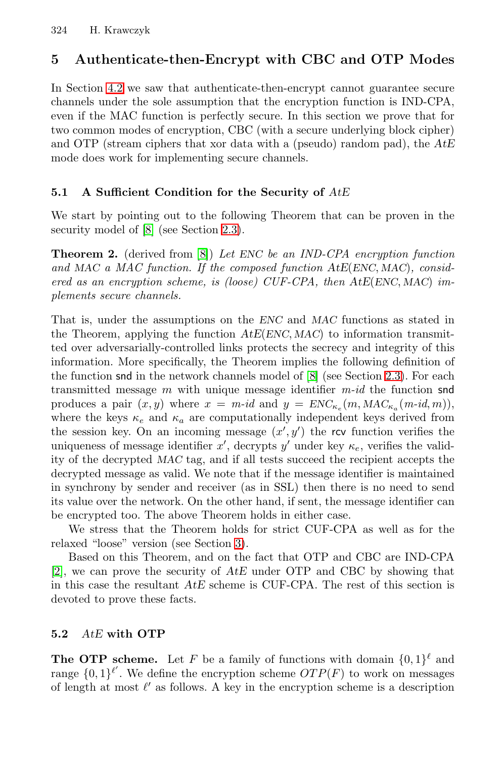## 5 Authenticate-then-Encrypt with CBC and OTP Modes

In Section 4.2 we saw that authenticate-then-encrypt cannot guarantee secure channels under the sole assumption that the encryption function is IND-CPA, even if the MAC function is perfectly secure. In this section we prove that for two common modes of encryption, CBC (with a secure underlying block cipher) and OTP (stream ciphers that xor data with a (pseudo) random pad), the *AtE* mode does work for implementing secure channels.

### 5.1 A Sufficient Condition for the Security of *AtE*

We start by pointing out to the following Theorem that can be proven in the security model of [8] (see Section 2.3).

**Theorem 2.** (derived from [8]) *Let ENC be an IND-CPA encryption function and MAC a MAC function. If the composed function AtE(ENC, MAC), considered as an encryption scheme, is (loose) CUF-CPA, then AtE(ENC, MAC) implements secure channels.*

That is, under the assumptions on the *ENC* and *MAC* functions as stated in the Theorem, applying the function $AtE(ENC, MAC)$ to information transmitted over adversarially-controlled links protects the secrecy and integrity of this information. More specifically, the Theorem implies the following definition of the function snd in the network channels model of [8] (see Section 2.3). For each transmitted message $m$ with unique message identifier $m\text{-}id$ the function snd produces a pair $(x, y)$ where $x = m\text{-}id$ and $y = ENC_{\kappa_e}(m, MAC_{\kappa_a}(m\text{-}id, m))$, where the keys $\kappa_e$ and $\kappa_a$ are computationally independent keys derived from the session key. On an incoming message $(x', y')$ the rcv function verifies the uniqueness of message identifier $x'$, decrypts $y'$ under key $\kappa_e$, verifies the validity of the decrypted *MAC* tag, and if all tests succeed the recipient accepts the decrypted message as valid. We note that if the message identifier is maintained in synchrony by sender and receiver (as in SSL) then there is no need to send its value over the network. On the other hand, if sent, the message identifier can be encrypted too. The above Theorem holds in either case.

We stress that the Theorem holds for strict CUF-CPA as well as for the relaxed "loose" version (see Section 3).

Based on this Theorem, and on the fact that OTP and CBC are IND-CPA [2], we can prove the security of *AtE* under OTP and CBC by showing that in this case the resultant *AtE* scheme is CUF-CPA. The rest of this section is devoted to prove these facts.

### 5.2 *AtE* with OTP

**The OTP scheme.** Let $F$ be a family of functions with domain $\{0,1\}^{\ell}$ and range $\{0,1\}^{\ell'}$. We define the encryption scheme $OTP(F)$ to work on messages of length at most $\ell'$ as follows. A key in the encryption scheme is a description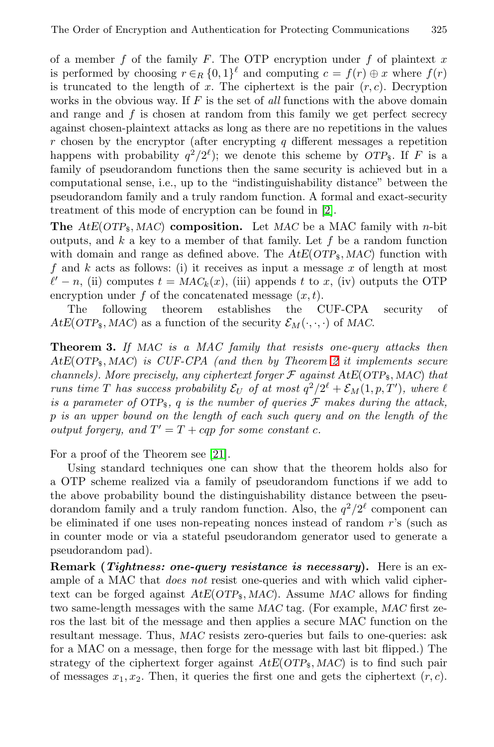of a member $f$ of the family $F$. The OTP encryption under $f$ of plaintext $x$ is performed by choosing $r \in_R \{0,1\}^\ell$ and computing $c = f(r) \oplus x$ where $f(r)$ is truncated to the length of $x$. The ciphertext is the pair $(r, c)$. Decryption works in the obvious way. If $F$ is the set of *all* functions with the above domain and range and $f$ is chosen at random from this family we get perfect secrecy against chosen-plaintext attacks as long as there are no repetitions in the values $r$ chosen by the encryptor (after encrypting $q$ different messages a repetition happens with probability $q^2/2^\ell$); we denote this scheme by $OTP_\$$. If $F$ is a family of pseudorandom functions then the same security is achieved but in a computational sense, i.e., up to the "indistinguishability distance" between the pseudorandom family and a truly random function. A formal and exact-security treatment of this mode of encryption can be found in [2].

**The $AtE(OTP_\$, MAC)$ composition.** Let $MAC$ be a MAC family with $n$-bit outputs, and $k$ a key to a member of that family. Let $f$ be a random function with domain and range as defined above. The $AtE(OTP_\$, MAC)$ function with $f$ and $k$ acts as follows: (i) it receives as input a message $x$ of length at most $\ell' - n$, (ii) computes $t = MAC_k(x)$, (iii) appends $t$ to $x$, (iv) outputs the OTP encryption under $f$ of the concatenated message $(x, t)$.

The following theorem establishes the CUF-CPA security of $AtE(OTP_\$, MAC)$ as a function of the security $\mathcal{E}_M(\cdot,\cdot,\cdot)$ of $MAC$.

**Theorem 3.** *If $MAC$ is a MAC family that resists one-query attacks then $AtE(OTP_\$, MAC)$ is CUF-CPA (and then by Theorem 2 it implements secure channels). More precisely, any ciphertext forger $\mathcal{F}$ against $AtE(OTP_\$, MAC)$ that runs time $T$ has success probability $\mathcal{E}_U$ of at most $q^2/2^\ell + \mathcal{E}_M(1, p, T')$, where $\ell$ is a parameter of $OTP_\$$, $q$ is the number of queries $\mathcal{F}$ makes during the attack, $p$ is an upper bound on the length of each such query and on the length of the output forgery, and $T' = T + cqp$ for some constant $c$.*

For a proof of the Theorem see [21].

Using standard techniques one can show that the theorem holds also for a OTP scheme realized via a family of pseudorandom functions if we add to the above probability bound the distinguishability distance between the pseudorandom family and a truly random function. Also, the $q^2/2^\ell$ component can be eliminated if one uses non-repeating nonces instead of random $r$'s (such as in counter mode or via a stateful pseudorandom generator used to generate a pseudorandom pad).

**Remark (*Tightness: one-query resistance is necessary*).** Here is an example of a MAC that *does not* resist one-queries and with which valid ciphertext can be forged against $AtE(OTP_\$, MAC)$. Assume $MAC$ allows for finding two same-length messages with the same $MAC$ tag. (For example, $MAC$ first zeros the last bit of the message and then applies a secure MAC function on the resultant message. Thus, $MAC$ resists zero-queries but fails to one-queries: ask for a MAC on a message, then forge for the message with last bit flipped.) The strategy of the ciphertext forger against $AtE(OTP_\$, MAC)$ is to find such pair of messages $x_1, x_2$. Then, it queries the first one and gets the ciphertext $(r, c)$.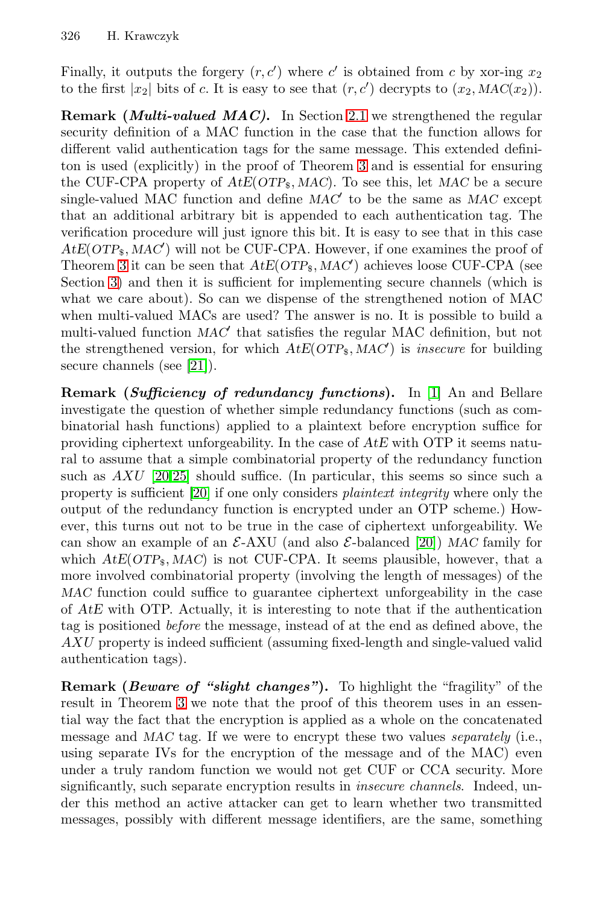Finally, it outputs the forgery $(r, c')$ where $c'$ is obtained from $c$ by xor-ing $x_2$ to the first $|x_2|$ bits of $c$. It is easy to see that $(r, c')$ decrypts to $(x_2, MAC(x_2))$.

**Remark (*Multi-valued MAC*).** In Section 2.1 we strengthened the regular security definition of a MAC function in the case that the function allows for different valid authentication tags for the same message. This extended definiton is used (explicitly) in the proof of Theorem 3 and is essential for ensuring the CUF-CPA property of $AtE(OTP_\$, MAC)$. To see this, let $MAC$ be a secure single-valued MAC function and define $MAC'$ to be the same as $MAC$ except that an additional arbitrary bit is appended to each authentication tag. The verification procedure will just ignore this bit. It is easy to see that in this case $AtE(OTP_\$, MAC')$ will not be CUF-CPA. However, if one examines the proof of Theorem 3 it can be seen that $AtE(OTP_\$, MAC')$ achieves loose CUF-CPA (see Section 3) and then it is sufficient for implementing secure channels (which is what we care about). So can we dispense of the strengthened notion of MAC when multi-valued MACs are used? The answer is no. It is possible to build a multi-valued function $MAC'$ that satisfies the regular MAC definition, but not the strengthened version, for which $AtE(OTP_\$, MAC')$ is *insecure* for building secure channels (see [21]).

**Remark (*Sufficiency of redundancy functions*).** In [1] An and Bellare investigate the question of whether simple redundancy functions (such as combinatorial hash functions) applied to a plaintext before encryption suffice for providing ciphertext unforgeability. In the case of $AtE$ with OTP it seems natural to assume that a simple combinatorial property of the redundancy function such as $AXU$ [20,25] should suffice. (In particular, this seems so since such a property is sufficient [20] if one only considers *plaintext integrity* where only the output of the redundancy function is encrypted under an OTP scheme.) However, this turns out not to be true in the case of ciphertext unforgeability. We can show an example of an $\mathcal{E}$-AXU (and also $\mathcal{E}$-balanced [20]) $MAC$ family for which $AtE(OTP_\$, MAC)$ is not CUF-CPA. It seems plausible, however, that a more involved combinatorial property (involving the length of messages) of the $MAC$ function could suffice to guarantee ciphertext unforgeability in the case of $AtE$ with OTP. Actually, it is interesting to note that if the authentication tag is positioned *before* the message, instead of at the end as defined above, the $AXU$ property is indeed sufficient (assuming fixed-length and single-valued valid authentication tags).

**Remark (*Beware of "slight changes"*).** To highlight the "fragility" of the result in Theorem 3 we note that the proof of this theorem uses in an essential way the fact that the encryption is applied as a whole on the concatenated message and $MAC$ tag. If we were to encrypt these two values *separately* (i.e., using separate IVs for the encryption of the message and of the MAC) even under a truly random function we would not get CUF or CCA security. More significantly, such separate encryption results in *insecure channels*. Indeed, under this method an active attacker can get to learn whether two transmitted messages, possibly with different message identifiers, are the same, something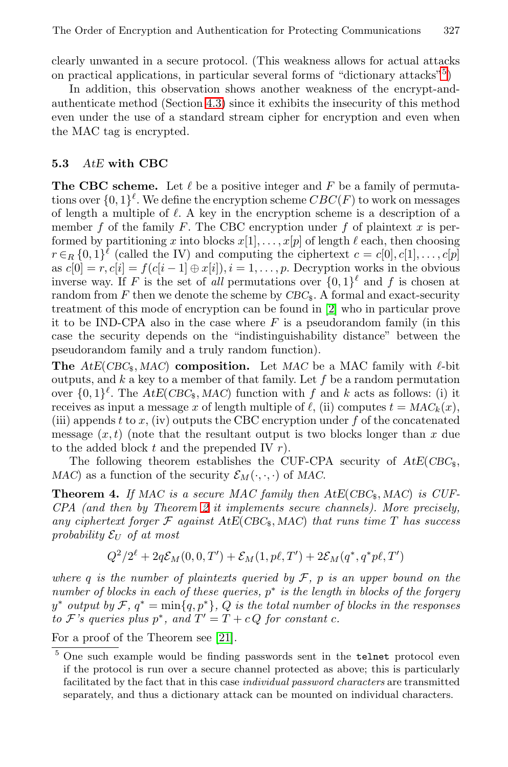clearly unwanted in a secure protocol. (This weakness allows for actual attacks on practical applications, in particular several forms of "dictionary attacks"[5])

In addition, this observation shows another weakness of the encrypt-and-authenticate method (Section 4.3) since it exhibits the insecurity of this method even under the use of a standard stream cipher for encryption and even when the MAC tag is encrypted.

### 5.3 *AtE* with CBC

**The CBC scheme.** Let $\ell$ be a positive integer and $F$ be a family of permutations over $\{0,1\}^\ell$. We define the encryption scheme $CBC(F)$ to work on messages of length a multiple of $\ell$. A key in the encryption scheme is a description of a member $f$ of the family $F$. The CBC encryption under $f$ of plaintext $x$ is performed by partitioning $x$ into blocks $x[1], \ldots, x[p]$ of length $\ell$ each, then choosing $r \in_R \{0,1\}^\ell$ (called the IV) and computing the ciphertext $c = c[0], c[1], \ldots, c[p]$ as $c[0] = r, c[i] = f(c[i-1] \oplus x[i]), i = 1, \ldots, p$. Decryption works in the obvious inverse way. If $F$ is the set of *all* permutations over $\{0,1\}^\ell$ and $f$ is chosen at random from $F$ then we denote the scheme by $\mathit{CBC}_\$$. A formal and exact-security treatment of this mode of encryption can be found in [2] who in particular prove it to be IND-CPA also in the case where $F$ is a pseudorandom family (in this case the security depends on the "indistinguishability distance" between the pseudorandom family and a truly random function).

**The $AtE(\mathit{CBC}_\$, \mathit{MAC})$ composition.** Let $\mathit{MAC}$ be a MAC family with $\ell$-bit outputs, and $k$ a key to a member of that family. Let $f$ be a random permutation over $\{0,1\}^\ell$. The $AtE(\mathit{CBC}_\$, \mathit{MAC})$ function with $f$ and $k$ acts as follows: (i) it receives as input a message $x$ of length multiple of $\ell$, (ii) computes $t = \mathit{MAC}_k(x)$, (iii) appends $t$ to $x$, (iv) outputs the CBC encryption under $f$ of the concatenated message $(x, t)$ (note that the resultant output is two blocks longer than $x$ due to the added block $t$ and the prepended IV $r$).

The following theorem establishes the CUF-CPA security of $AtE(\mathit{CBC}_\$, \mathit{MAC})$ as a function of the security $\mathcal{E}_M(\cdot,\cdot,\cdot)$ of $\mathit{MAC}$.

**Theorem 4.** *If $\mathit{MAC}$ is a secure MAC family then $AtE(\mathit{CBC}_\$, \mathit{MAC})$ is CUF-CPA (and then by Theorem 2 it implements secure channels). More precisely, any ciphertext forger $\mathcal{F}$ against $AtE(\mathit{CBC}_\$, \mathit{MAC})$ that runs time $T$ has success probability $\mathcal{E}_U$ of at most*

$$Q^2/2^\ell + 2q\mathcal{E}_M(0,0,T') + \mathcal{E}_M(1,p\ell,T') + 2\mathcal{E}_M(q^*, q^*p\ell, T')$$

*where $q$ is the number of plaintexts queried by $\mathcal{F}$, $p$ is an upper bound on the number of blocks in each of these queries, $p^*$ is the length in blocks of the forgery $y^*$ output by $\mathcal{F}$, $q^* = \min\{q, p^*\}$, $Q$ is the total number of blocks in the responses to $\mathcal{F}$'s queries plus $p^*$, and $T' = T + cQ$ for constant $c$.*

For a proof of the Theorem see [21].

[5] One such example would be finding passwords sent in the `telnet` protocol even if the protocol is run over a secure channel protected as above; this is particularly facilitated by the fact that in this case *individual password characters* are transmitted separately, and thus a dictionary attack can be mounted on individual characters.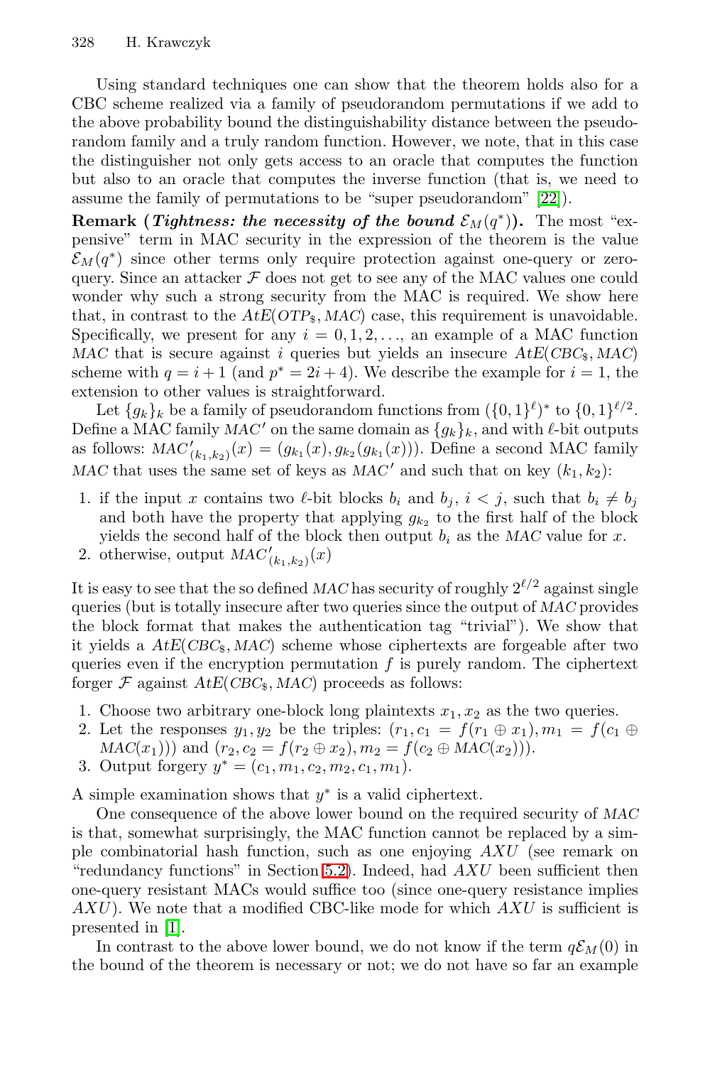Using standard techniques one can show that the theorem holds also for a CBC scheme realized via a family of pseudorandom permutations if we add to the above probability bound the distinguishability distance between the pseudorandom family and a truly random function. However, we note, that in this case the distinguisher not only gets access to an oracle that computes the function but also to an oracle that computes the inverse function (that is, we need to assume the family of permutations to be "super pseudorandom" [22]).

**Remark (*Tightness: the necessity of the bound* $\mathcal{E}_M(q^*)$).** The most "expensive" term in MAC security in the expression of the theorem is the value $\mathcal{E}_M(q^*)$ since other terms only require protection against one-query or zero-query. Since an attacker $\mathcal{F}$ does not get to see any of the MAC values one could wonder why such a strong security from the MAC is required. We show here that, in contrast to the $AtE(OTP_\$, MAC)$ case, this requirement is unavoidable. Specifically, we present for any $i = 0, 1, 2, \ldots$, an example of a MAC function $MAC$ that is secure against $i$ queries but yields an insecure $AtE(CBC_\$, MAC)$ scheme with $q = i + 1$ (and $p^* = 2i + 4$). We describe the example for $i = 1$, the extension to other values is straightforward.

Let $\{g_k\}_k$ be a family of pseudorandom functions from $(\{0,1\}^\ell)^*$ to $\{0,1\}^{\ell/2}$. Define a MAC family $MAC'$ on the same domain as $\{g_k\}_k$, and with $\ell$-bit outputs as follows: $MAC'_{(k_1,k_2)}(x) = (g_{k_1}(x), g_{k_2}(g_{k_1}(x)))$. Define a second MAC family $MAC$ that uses the same set of keys as $MAC'$ and such that on key $(k_1, k_2)$:

1. if the input $x$ contains two $\ell$-bit blocks $b_i$ and $b_j$, $i < j$, such that $b_i \neq b_j$ and both have the property that applying $g_{k_2}$ to the first half of the block yields the second half of the block then output $b_i$ as the $MAC$ value for $x$.
2. otherwise, output $MAC'_{(k_1,k_2)}(x)$

It is easy to see that the so defined $MAC$ has security of roughly $2^{\ell/2}$ against single queries (but is totally insecure after two queries since the output of $MAC$ provides the block format that makes the authentication tag "trivial"). We show that it yields a $AtE(CBC_\$, MAC)$ scheme whose ciphertexts are forgeable after two queries even if the encryption permutation $f$ is purely random. The ciphertext forger $\mathcal{F}$ against $AtE(CBC_\$, MAC)$ proceeds as follows:

1. Choose two arbitrary one-block long plaintexts $x_1, x_2$ as the two queries.
2. Let the responses $y_1, y_2$ be the triples: $(r_1, c_1 = f(r_1 \oplus x_1), m_1 = f(c_1 \oplus MAC(x_1)))$ and $(r_2, c_2 = f(r_2 \oplus x_2), m_2 = f(c_2 \oplus MAC(x_2)))$.
3. Output forgery $y^* = (c_1, m_1, c_2, m_2, c_1, m_1)$.

A simple examination shows that $y^*$ is a valid ciphertext.

One consequence of the above lower bound on the required security of $MAC$ is that, somewhat surprisingly, the MAC function cannot be replaced by a simple combinatorial hash function, such as one enjoying $AXU$ (see remark on "redundancy functions" in Section 5.2). Indeed, had $AXU$ been sufficient then one-query resistant MACs would suffice too (since one-query resistance implies $AXU$). We note that a modified CBC-like mode for which $AXU$ is sufficient is presented in [1].

In contrast to the above lower bound, we do not know if the term $q\mathcal{E}_M(0)$ in the bound of the theorem is necessary or not; we do not have so far an example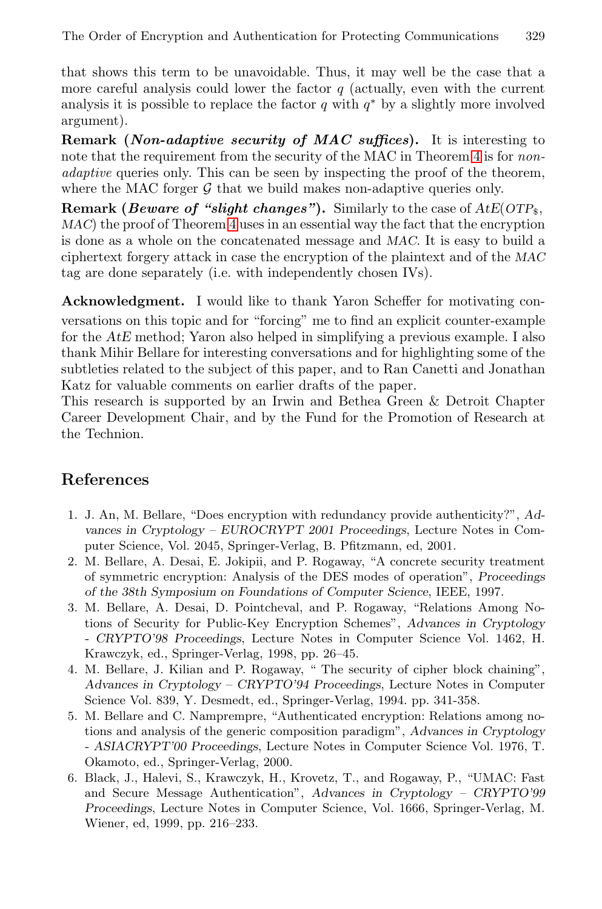that shows this term to be unavoidable. Thus, it may well be the case that a more careful analysis could lower the factor $q$ (actually, even with the current analysis it is possible to replace the factor $q$ with $q^*$ by a slightly more involved argument).

**Remark (*Non-adaptive security of MAC suffices*).** It is interesting to note that the requirement from the security of the MAC in Theorem 4 is for *non-adaptive* queries only. This can be seen by inspecting the proof of the theorem, where the MAC forger $\mathcal{G}$ that we build makes non-adaptive queries only.

**Remark (*Beware of "slight changes"*).** Similarly to the case of $AtE(OTP_\$, MAC)$ the proof of Theorem 4 uses in an essential way the fact that the encryption is done as a whole on the concatenated message and *MAC*. It is easy to build a ciphertext forgery attack in case the encryption of the plaintext and of the *MAC* tag are done separately (i.e. with independently chosen IVs).

**Acknowledgment.** I would like to thank Yaron Scheffer for motivating conversations on this topic and for "forcing" me to find an explicit counter-example for the *AtE* method; Yaron also helped in simplifying a previous example. I also thank Mihir Bellare for interesting conversations and for highlighting some of the subtleties related to the subject of this paper, and to Ran Canetti and Jonathan Katz for valuable comments on earlier drafts of the paper.
This research is supported by an Irwin and Bethea Green & Detroit Chapter Career Development Chair, and by the Fund for the Promotion of Research at the Technion.

## References

1. J. An, M. Bellare, "Does encryption with redundancy provide authenticity?", *Advances in Cryptology – EUROCRYPT 2001 Proceedings*, Lecture Notes in Computer Science, Vol. 2045, Springer-Verlag, B. Pfitzmann, ed, 2001.
2. M. Bellare, A. Desai, E. Jokipii, and P. Rogaway, "A concrete security treatment of symmetric encryption: Analysis of the DES modes of operation", *Proceedings of the 38th Symposium on Foundations of Computer Science*, IEEE, 1997.
3. M. Bellare, A. Desai, D. Pointcheval, and P. Rogaway, "Relations Among Notions of Security for Public-Key Encryption Schemes", *Advances in Cryptology - CRYPTO'98 Proceedings*, Lecture Notes in Computer Science Vol. 1462, H. Krawczyk, ed., Springer-Verlag, 1998, pp. 26–45.
4. M. Bellare, J. Kilian and P. Rogaway, " The security of cipher block chaining", *Advances in Cryptology – CRYPTO'94 Proceedings*, Lecture Notes in Computer Science Vol. 839, Y. Desmedt, ed., Springer-Verlag, 1994. pp. 341-358.
5. M. Bellare and C. Namprempre, "Authenticated encryption: Relations among notions and analysis of the generic composition paradigm", *Advances in Cryptology - ASIACRYPT'00 Proceedings*, Lecture Notes in Computer Science Vol. 1976, T. Okamoto, ed., Springer-Verlag, 2000.
6. Black, J., Halevi, S., Krawczyk, H., Krovetz, T., and Rogaway, P., "UMAC: Fast and Secure Message Authentication", *Advances in Cryptology – CRYPTO'99 Proceedings*, Lecture Notes in Computer Science, Vol. 1666, Springer-Verlag, M. Wiener, ed, 1999, pp. 216–233.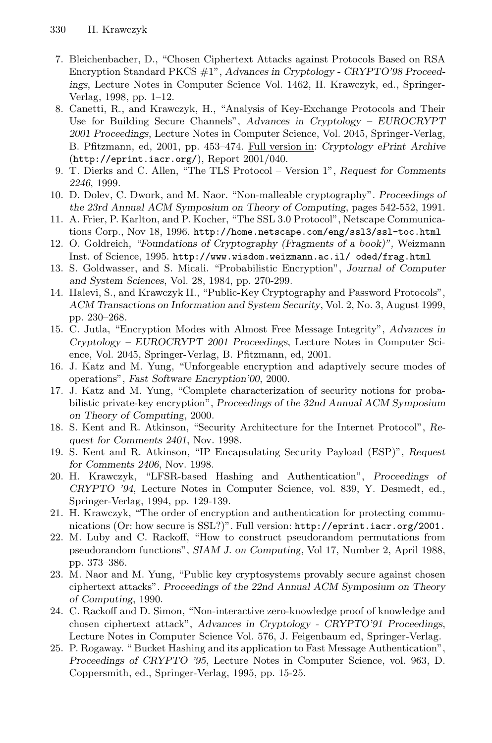7. Bleichenbacher, D., "Chosen Ciphertext Attacks against Protocols Based on RSA Encryption Standard PKCS #1", *Advances in Cryptology - CRYPTO'98 Proceedings*, Lecture Notes in Computer Science Vol. 1462, H. Krawczyk, ed., Springer-Verlag, 1998, pp. 1–12.
8. Canetti, R., and Krawczyk, H., "Analysis of Key-Exchange Protocols and Their Use for Building Secure Channels", *Advances in Cryptology – EUROCRYPT 2001 Proceedings*, Lecture Notes in Computer Science, Vol. 2045, Springer-Verlag, B. Pfitzmann, ed, 2001, pp. 453–474. Full version in: *Cryptology ePrint Archive* (`http://eprint.iacr.org/`), Report 2001/040.
9. T. Dierks and C. Allen, "The TLS Protocol – Version 1", *Request for Comments 2246*, 1999.
10. D. Dolev, C. Dwork, and M. Naor. "Non-malleable cryptography". *Proceedings of the 23rd Annual ACM Symposium on Theory of Computing*, pages 542-552, 1991.
11. A. Frier, P. Karlton, and P. Kocher, "The SSL 3.0 Protocol", Netscape Communications Corp., Nov 18, 1996. `http://home.netscape.com/eng/ssl3/ssl-toc.html`
12. O. Goldreich, *"Foundations of Cryptography (Fragments of a book)"*, Weizmann Inst. of Science, 1995. `http://www.wisdom.weizmann.ac.il/ oded/frag.html`
13. S. Goldwasser, and S. Micali. "Probabilistic Encryption", *Journal of Computer and System Sciences*, Vol. 28, 1984, pp. 270-299.
14. Halevi, S., and Krawczyk H., "Public-Key Cryptography and Password Protocols", *ACM Transactions on Information and System Security*, Vol. 2, No. 3, August 1999, pp. 230–268.
15. C. Jutla, "Encryption Modes with Almost Free Message Integrity", *Advances in Cryptology – EUROCRYPT 2001 Proceedings*, Lecture Notes in Computer Science, Vol. 2045, Springer-Verlag, B. Pfitzmann, ed, 2001.
16. J. Katz and M. Yung, "Unforgeable encryption and adaptively secure modes of operations", *Fast Software Encryption'00*, 2000.
17. J. Katz and M. Yung, "Complete characterization of security notions for probabilistic private-key encryption", *Proceedings of the 32nd Annual ACM Symposium on Theory of Computing*, 2000.
18. S. Kent and R. Atkinson, "Security Architecture for the Internet Protocol", *Request for Comments 2401*, Nov. 1998.
19. S. Kent and R. Atkinson, "IP Encapsulating Security Payload (ESP)", *Request for Comments 2406*, Nov. 1998.
20. H. Krawczyk, "LFSR-based Hashing and Authentication", *Proceedings of CRYPTO '94*, Lecture Notes in Computer Science, vol. 839, Y. Desmedt, ed., Springer-Verlag, 1994, pp. 129-139.
21. H. Krawczyk, "The order of encryption and authentication for protecting communications (Or: how secure is SSL?)". Full version: `http://eprint.iacr.org/2001.`
22. M. Luby and C. Rackoff, "How to construct pseudorandom permutations from pseudorandom functions", *SIAM J. on Computing*, Vol 17, Number 2, April 1988, pp. 373–386.
23. M. Naor and M. Yung, "Public key cryptosystems provably secure against chosen ciphertext attacks". *Proceedings of the 22nd Annual ACM Symposium on Theory of Computing*, 1990.
24. C. Rackoff and D. Simon, "Non-interactive zero-knowledge proof of knowledge and chosen ciphertext attack", *Advances in Cryptology - CRYPTO'91 Proceedings*, Lecture Notes in Computer Science Vol. 576, J. Feigenbaum ed, Springer-Verlag.
25. P. Rogaway. " Bucket Hashing and its application to Fast Message Authentication", *Proceedings of CRYPTO '95*, Lecture Notes in Computer Science, vol. 963, D. Coppersmith, ed., Springer-Verlag, 1995, pp. 15-25.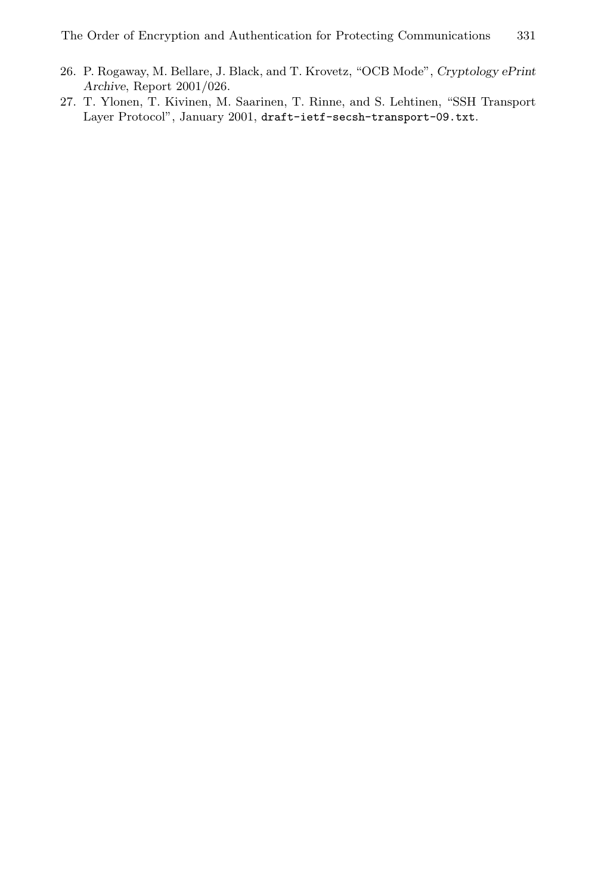26. P. Rogaway, M. Bellare, J. Black, and T. Krovetz, "OCB Mode", *Cryptology ePrint Archive*, Report 2001/026.
27. T. Ylonen, T. Kivinen, M. Saarinen, T. Rinne, and S. Lehtinen, "SSH Transport Layer Protocol", January 2001, `draft-ietf-secsh-transport-09.txt`.